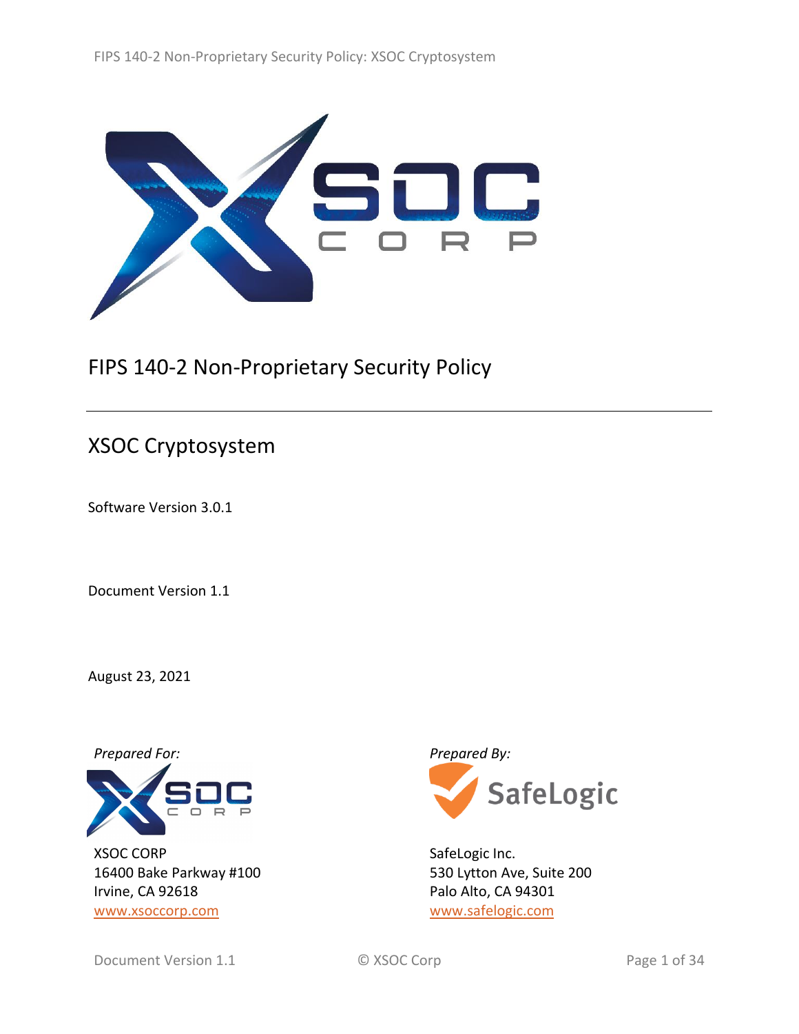# FIPS 140-2 Non-Proprietary Security Policy

## XSOC Cryptosystem

Software Version 3.0.1

Document Version 1.1

August 23, 2021

*Prepared For:*

XSOC CORP
16400 Bake Parkway #100
Irvine, CA 92618
www.xsoccorp.com

*Prepared By:*

SafeLogic Inc.
530 Lytton Ave, Suite 200
Palo Alto, CA 94301
www.safelogic.com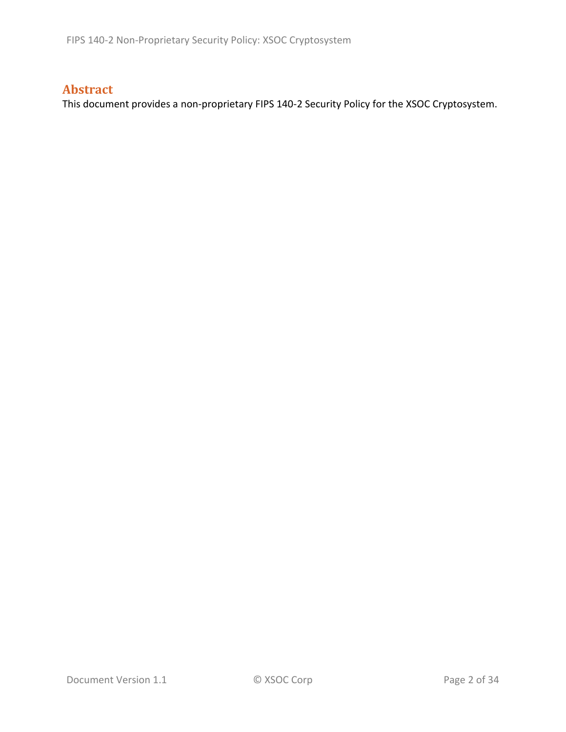## Abstract

This document provides a non-proprietary FIPS 140-2 Security Policy for the XSOC Cryptosystem.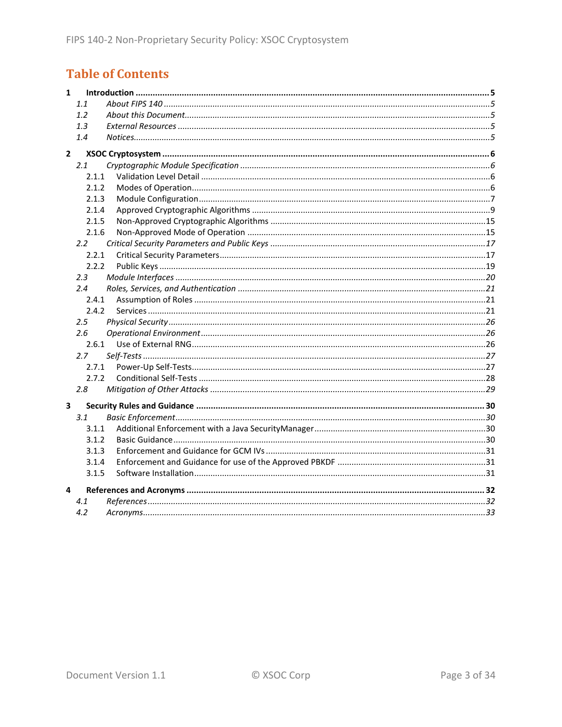# Table of Contents

**1 Introduction** ........ **5**
- *1.1 About FIPS 140* ........ *5*
- *1.2 About this Document* ........ *5*
- *1.3 External Resources* ........ *5*
- *1.4 Notices* ........ *5*

**2 XSOC Cryptosystem** ........ **6**
- *2.1 Cryptographic Module Specification* ........ *6*
  - 2.1.1 Validation Level Detail ........ 6
  - 2.1.2 Modes of Operation ........ 6
  - 2.1.3 Module Configuration ........ 7
  - 2.1.4 Approved Cryptographic Algorithms ........ 9
  - 2.1.5 Non-Approved Cryptographic Algorithms ........ 15
  - 2.1.6 Non-Approved Mode of Operation ........ 15
- *2.2 Critical Security Parameters and Public Keys* ........ *17*
  - 2.2.1 Critical Security Parameters ........ 17
  - 2.2.2 Public Keys ........ 19
- *2.3 Module Interfaces* ........ *20*
- *2.4 Roles, Services, and Authentication* ........ *21*
  - 2.4.1 Assumption of Roles ........ 21
  - 2.4.2 Services ........ 21
- *2.5 Physical Security* ........ *26*
- *2.6 Operational Environment* ........ *26*
  - 2.6.1 Use of External RNG ........ 26
- *2.7 Self-Tests* ........ *27*
  - 2.7.1 Power-Up Self-Tests ........ 27
  - 2.7.2 Conditional Self-Tests ........ 28
- *2.8 Mitigation of Other Attacks* ........ *29*

**3 Security Rules and Guidance** ........ **30**
- *3.1 Basic Enforcement* ........ *30*
  - 3.1.1 Additional Enforcement with a Java SecurityManager ........ 30
  - 3.1.2 Basic Guidance ........ 30
  - 3.1.3 Enforcement and Guidance for GCM IVs ........ 31
  - 3.1.4 Enforcement and Guidance for use of the Approved PBKDF ........ 31
  - 3.1.5 Software Installation ........ 31

**4 References and Acronyms** ........ **32**
- *4.1 References* ........ *32*
- *4.2 Acronyms* ........ *33*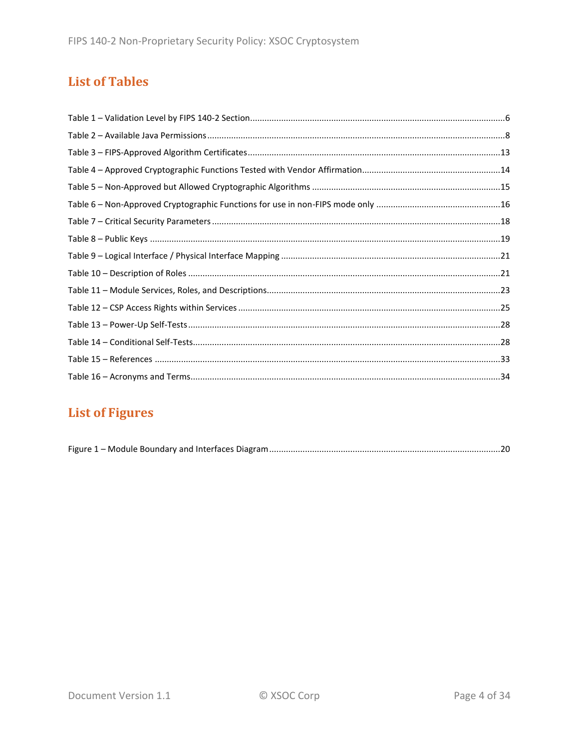## List of Tables

Table 1 – Validation Level by FIPS 140-2 Section ........................................................................................ 6

Table 2 – Available Java Permissions ........................................................................................................ 8

Table 3 – FIPS-Approved Algorithm Certificates ...................................................................................... 13

Table 4 – Approved Cryptographic Functions Tested with Vendor Affirmation ........................................ 14

Table 5 – Non-Approved but Allowed Cryptographic Algorithms ............................................................ 15

Table 6 – Non-Approved Cryptographic Functions for use in non-FIPS mode only .................................. 16

Table 7 – Critical Security Parameters ..................................................................................................... 18

Table 8 – Public Keys ................................................................................................................................ 19

Table 9 – Logical Interface / Physical Interface Mapping ......................................................................... 21

Table 10 – Description of Roles ................................................................................................................ 21

Table 11 – Module Services, Roles, and Descriptions ............................................................................... 23

Table 12 – CSP Access Rights within Services .......................................................................................... 25

Table 13 – Power-Up Self-Tests ................................................................................................................ 28

Table 14 – Conditional Self-Tests ............................................................................................................. 28

Table 15 – References .............................................................................................................................. 33

Table 16 – Acronyms and Terms ............................................................................................................... 34

## List of Figures

Figure 1 – Module Boundary and Interfaces Diagram ............................................................................... 20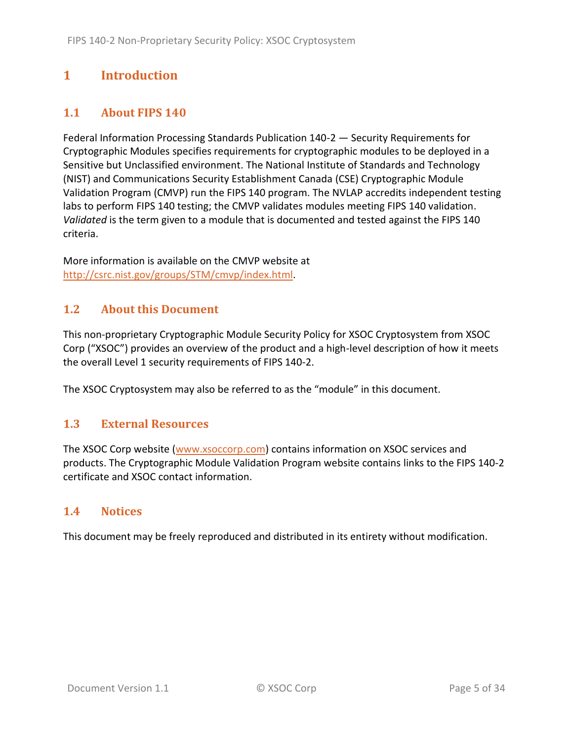# 1 Introduction

## 1.1 About FIPS 140

Federal Information Processing Standards Publication 140-2 — Security Requirements for Cryptographic Modules specifies requirements for cryptographic modules to be deployed in a Sensitive but Unclassified environment. The National Institute of Standards and Technology (NIST) and Communications Security Establishment Canada (CSE) Cryptographic Module Validation Program (CMVP) run the FIPS 140 program. The NVLAP accredits independent testing labs to perform FIPS 140 testing; the CMVP validates modules meeting FIPS 140 validation. *Validated* is the term given to a module that is documented and tested against the FIPS 140 criteria.

More information is available on the CMVP website at [http://csrc.nist.gov/groups/STM/cmvp/index.html](http://csrc.nist.gov/groups/STM/cmvp/index.html).

## 1.2 About this Document

This non-proprietary Cryptographic Module Security Policy for XSOC Cryptosystem from XSOC Corp ("XSOC") provides an overview of the product and a high-level description of how it meets the overall Level 1 security requirements of FIPS 140-2.

The XSOC Cryptosystem may also be referred to as the "module" in this document.

## 1.3 External Resources

The XSOC Corp website ([www.xsoccorp.com](http://www.xsoccorp.com)) contains information on XSOC services and products. The Cryptographic Module Validation Program website contains links to the FIPS 140-2 certificate and XSOC contact information.

## 1.4 Notices

This document may be freely reproduced and distributed in its entirety without modification.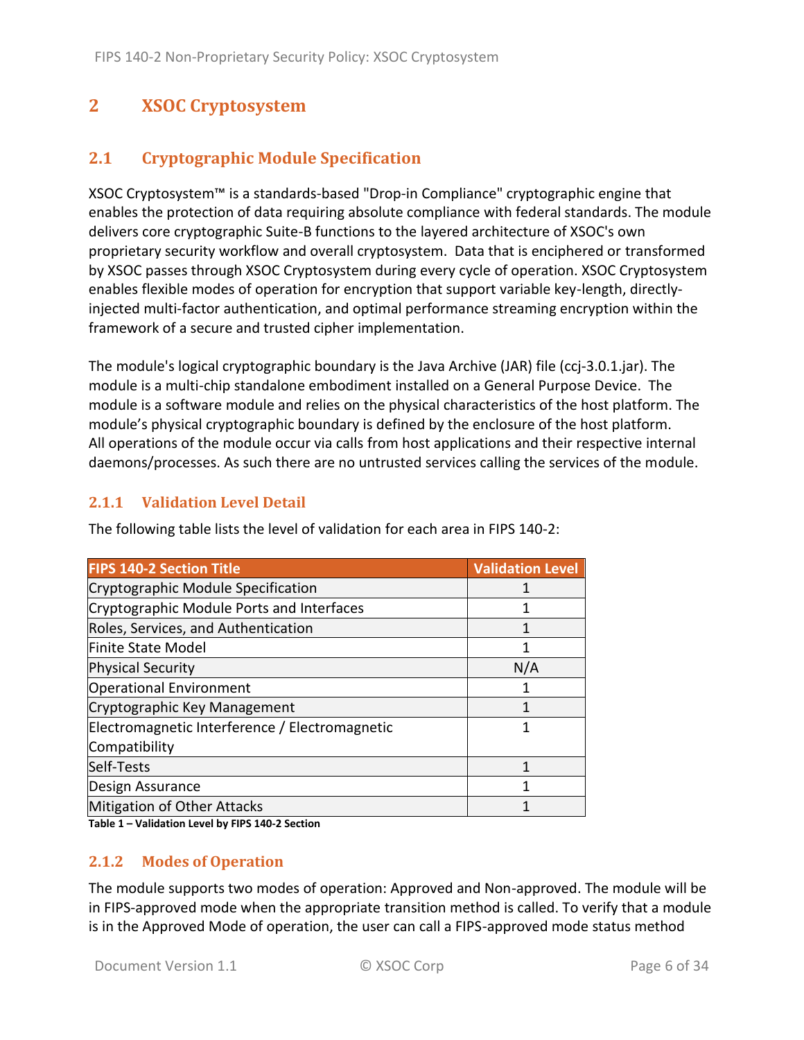# 2 XSOC Cryptosystem

## 2.1 Cryptographic Module Specification

XSOC Cryptosystem™ is a standards-based "Drop-in Compliance" cryptographic engine that enables the protection of data requiring absolute compliance with federal standards. The module delivers core cryptographic Suite-B functions to the layered architecture of XSOC's own proprietary security workflow and overall cryptosystem. Data that is enciphered or transformed by XSOC passes through XSOC Cryptosystem during every cycle of operation. XSOC Cryptosystem enables flexible modes of operation for encryption that support variable key-length, directly-injected multi-factor authentication, and optimal performance streaming encryption within the framework of a secure and trusted cipher implementation.

The module's logical cryptographic boundary is the Java Archive (JAR) file (ccj-3.0.1.jar). The module is a multi-chip standalone embodiment installed on a General Purpose Device. The module is a software module and relies on the physical characteristics of the host platform. The module's physical cryptographic boundary is defined by the enclosure of the host platform. All operations of the module occur via calls from host applications and their respective internal daemons/processes. As such there are no untrusted services calling the services of the module.

### 2.1.1 Validation Level Detail

The following table lists the level of validation for each area in FIPS 140-2:

| FIPS 140-2 Section Title | Validation Level |
|---|---|
| Cryptographic Module Specification | 1 |
| Cryptographic Module Ports and Interfaces | 1 |
| Roles, Services, and Authentication | 1 |
| Finite State Model | 1 |
| Physical Security | N/A |
| Operational Environment | 1 |
| Cryptographic Key Management | 1 |
| Electromagnetic Interference / Electromagnetic Compatibility | 1 |
| Self-Tests | 1 |
| Design Assurance | 1 |
| Mitigation of Other Attacks | 1 |

**Table 1 – Validation Level by FIPS 140-2 Section**

### 2.1.2 Modes of Operation

The module supports two modes of operation: Approved and Non-approved. The module will be in FIPS-approved mode when the appropriate transition method is called. To verify that a module is in the Approved Mode of operation, the user can call a FIPS-approved mode status method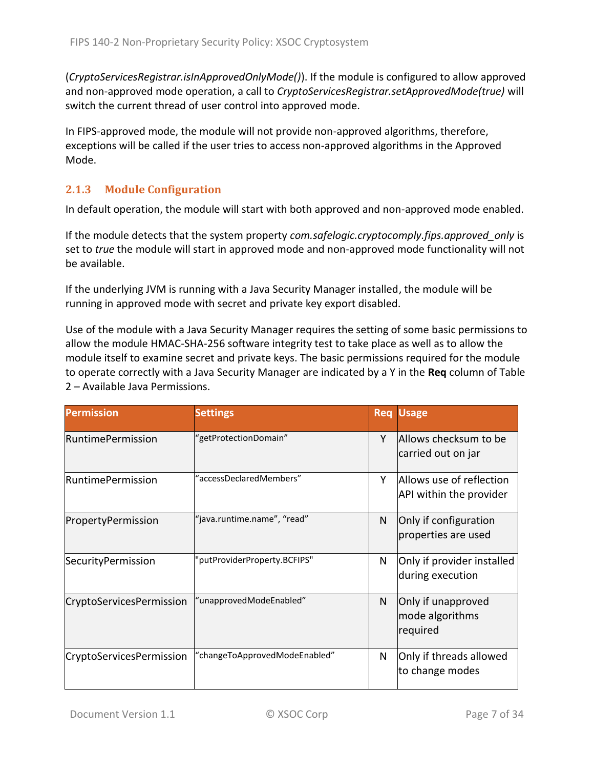(*CryptoServicesRegistrar.isInApprovedOnlyMode()*). If the module is configured to allow approved and non-approved mode operation, a call to *CryptoServicesRegistrar.setApprovedMode(true)* will switch the current thread of user control into approved mode.

In FIPS-approved mode, the module will not provide non-approved algorithms, therefore, exceptions will be called if the user tries to access non-approved algorithms in the Approved Mode.

### 2.1.3 Module Configuration

In default operation, the module will start with both approved and non-approved mode enabled.

If the module detects that the system property *com.safelogic.cryptocomply.fips.approved_only* is set to *true* the module will start in approved mode and non-approved mode functionality will not be available.

If the underlying JVM is running with a Java Security Manager installed, the module will be running in approved mode with secret and private key export disabled.

Use of the module with a Java Security Manager requires the setting of some basic permissions to allow the module HMAC-SHA-256 software integrity test to take place as well as to allow the module itself to examine secret and private keys. The basic permissions required for the module to operate correctly with a Java Security Manager are indicated by a Y in the **Req** column of Table 2 – Available Java Permissions.

| Permission | Settings | Req | Usage |
|---|---|---|---|
| RuntimePermission | "getProtectionDomain" | Y | Allows checksum to be carried out on jar |
| RuntimePermission | "accessDeclaredMembers" | Y | Allows use of reflection API within the provider |
| PropertyPermission | "java.runtime.name", "read" | N | Only if configuration properties are used |
| SecurityPermission | "putProviderProperty.BCFIPS" | N | Only if provider installed during execution |
| CryptoServicesPermission | "unapprovedModeEnabled" | N | Only if unapproved mode algorithms required |
| CryptoServicesPermission | "changeToApprovedModeEnabled" | N | Only if threads allowed to change modes |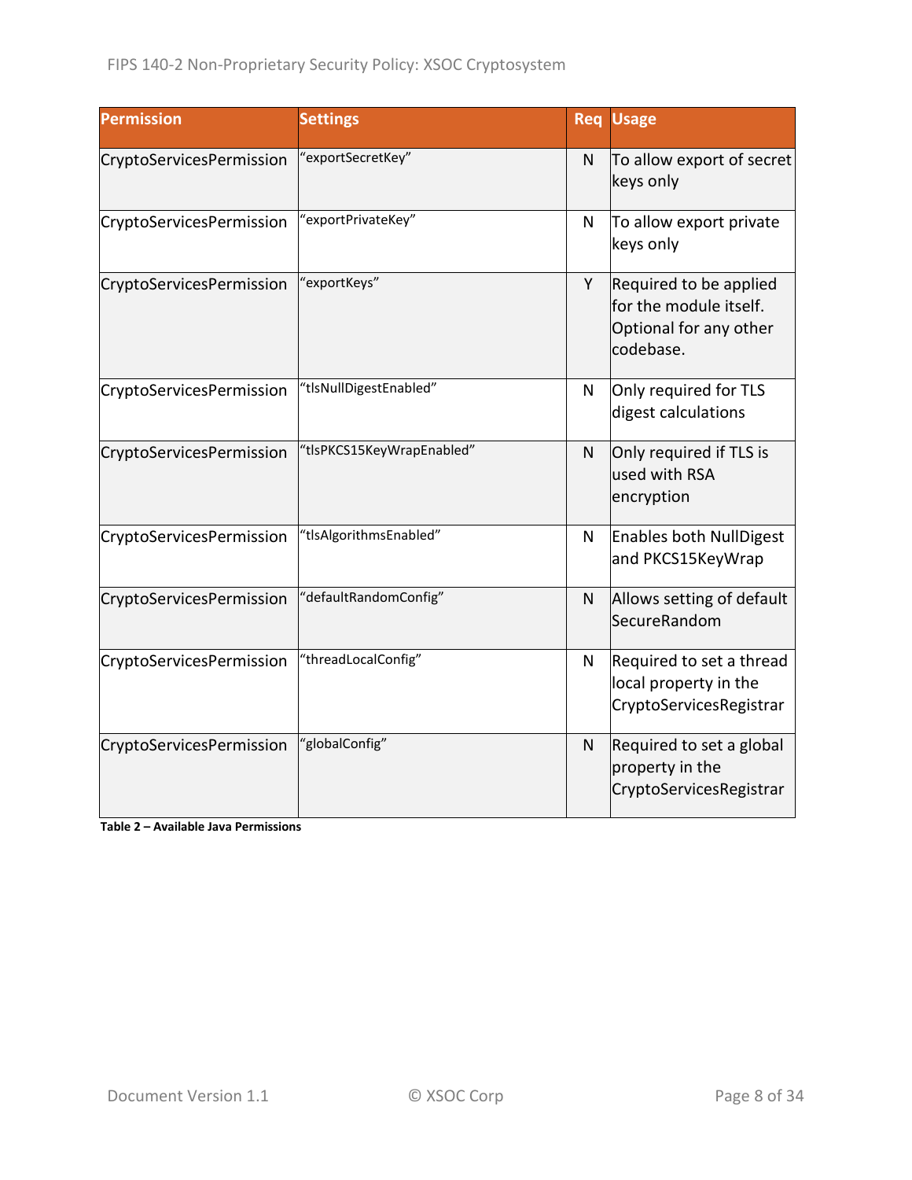| Permission | Settings | Req | Usage |
|---|---|---|---|
| CryptoServicesPermission | “exportSecretKey” | N | To allow export of secret keys only |
| CryptoServicesPermission | “exportPrivateKey” | N | To allow export private keys only |
| CryptoServicesPermission | “exportKeys” | Y | Required to be applied for the module itself. Optional for any other codebase. |
| CryptoServicesPermission | “tlsNullDigestEnabled” | N | Only required for TLS digest calculations |
| CryptoServicesPermission | “tlsPKCS15KeyWrapEnabled” | N | Only required if TLS is used with RSA encryption |
| CryptoServicesPermission | “tlsAlgorithmsEnabled” | N | Enables both NullDigest and PKCS15KeyWrap |
| CryptoServicesPermission | “defaultRandomConfig” | N | Allows setting of default SecureRandom |
| CryptoServicesPermission | “threadLocalConfig” | N | Required to set a thread local property in the CryptoServicesRegistrar |
| CryptoServicesPermission | “globalConfig” | N | Required to set a global property in the CryptoServicesRegistrar |

**Table 2 – Available Java Permissions**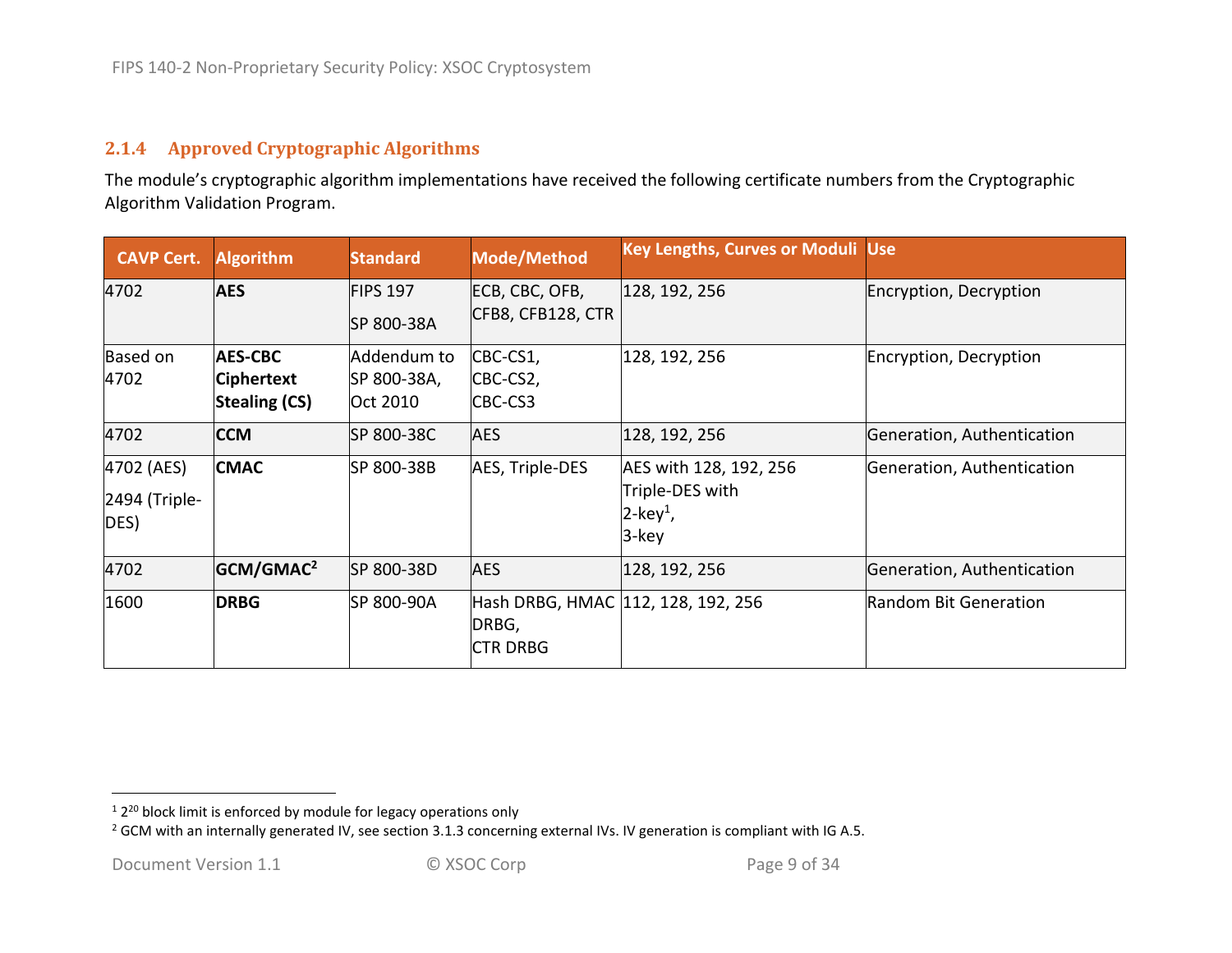### 2.1.4 Approved Cryptographic Algorithms

The module's cryptographic algorithm implementations have received the following certificate numbers from the Cryptographic Algorithm Validation Program.

| CAVP Cert. | Algorithm | Standard | Mode/Method | Key Lengths, Curves or Moduli | Use |
|---|---|---|---|---|---|
| 4702 | **AES** | FIPS 197<br>SP 800-38A | ECB, CBC, OFB, CFB8, CFB128, CTR | 128, 192, 256 | Encryption, Decryption |
| Based on 4702 | **AES-CBC Ciphertext Stealing (CS)** | Addendum to SP 800-38A, Oct 2010 | CBC-CS1,<br>CBC-CS2,<br>CBC-CS3 | 128, 192, 256 | Encryption, Decryption |
| 4702 | **CCM** | SP 800-38C | AES | 128, 192, 256 | Generation, Authentication |
| 4702 (AES)<br>2494 (Triple-DES) | **CMAC** | SP 800-38B | AES, Triple-DES | AES with 128, 192, 256<br>Triple-DES with<br>2-key[1],<br>3-key | Generation, Authentication |
| 4702 | **GCM/GMAC**[2] | SP 800-38D | AES | 128, 192, 256 | Generation, Authentication |
| 1600 | **DRBG** | SP 800-90A | Hash DRBG, HMAC DRBG,<br>CTR DRBG | 112, 128, 192, 256 | Random Bit Generation |

[1] $2^{20}$ block limit is enforced by module for legacy operations only

[2] GCM with an internally generated IV, see section 3.1.3 concerning external IVs. IV generation is compliant with IG A.5.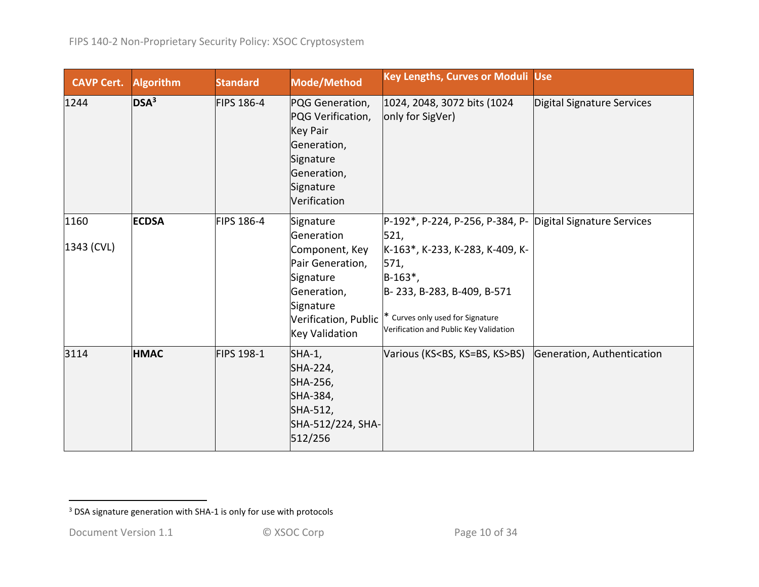| CAVP Cert. | Algorithm | Standard | Mode/Method | Key Lengths, Curves or Moduli | Use |
|---|---|---|---|---|---|
| 1244 | **DSA**[3] | FIPS 186-4 | PQG Generation, PQG Verification, Key Pair Generation, Signature Generation, Signature Verification | 1024, 2048, 3072 bits (1024 only for SigVer) | Digital Signature Services |
| 1160<br><br>1343 (CVL) | **ECDSA** | FIPS 186-4 | Signature Generation Component, Key Pair Generation, Signature Generation, Signature Verification, Public Key Validation | P-192*, P-224, P-256, P-384, P-521,<br>K-163*, K-233, K-283, K-409, K-571,<br>B-163*,<br>B- 233, B-283, B-409, B-571<br><br>* Curves only used for Signature Verification and Public Key Validation | Digital Signature Services |
| 3114 | **HMAC** | FIPS 198-1 | SHA-1,<br>SHA-224,<br>SHA-256,<br>SHA-384,<br>SHA-512,<br>SHA-512/224, SHA-512/256 | Various (KS<BS, KS=BS, KS>BS) | Generation, Authentication |

[3] DSA signature generation with SHA-1 is only for use with protocols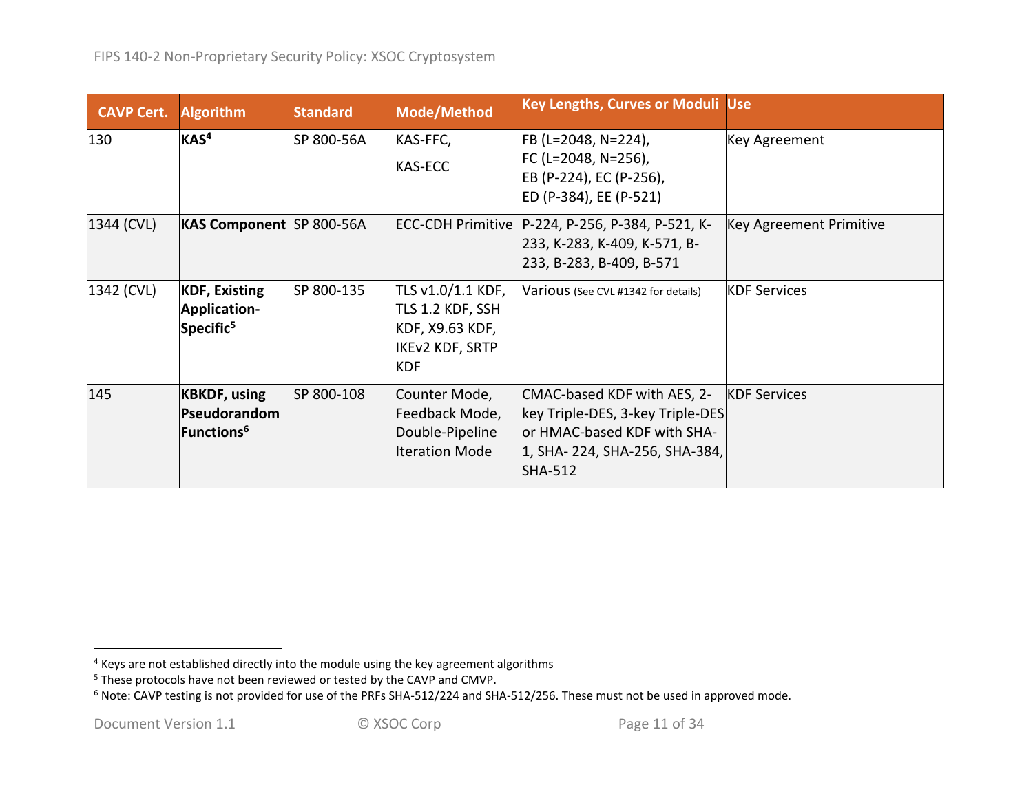| CAVP Cert. | Algorithm | Standard | Mode/Method | Key Lengths, Curves or Moduli | Use |
|---|---|---|---|---|---|
| 130 | **KAS**[4] | SP 800-56A | KAS-FFC,<br>KAS-ECC | FB (L=2048, N=224),<br>FC (L=2048, N=256),<br>EB (P-224), EC (P-256),<br>ED (P-384), EE (P-521) | Key Agreement |
| 1344 (CVL) | **KAS Component** | SP 800-56A | ECC-CDH Primitive | P-224, P-256, P-384, P-521, K-233, K-283, K-409, K-571, B-233, B-283, B-409, B-571 | Key Agreement Primitive |
| 1342 (CVL) | **KDF, Existing Application-Specific**[5] | SP 800-135 | TLS v1.0/1.1 KDF, TLS 1.2 KDF, SSH KDF, X9.63 KDF, IKEv2 KDF, SRTP KDF | Various (See CVL #1342 for details) | KDF Services |
| 145 | **KBKDF, using Pseudorandom Functions**[6] | SP 800-108 | Counter Mode, Feedback Mode, Double-Pipeline Iteration Mode | CMAC-based KDF with AES, 2-key Triple-DES, 3-key Triple-DES or HMAC-based KDF with SHA-1, SHA- 224, SHA-256, SHA-384, SHA-512 | KDF Services |

[4] Keys are not established directly into the module using the key agreement algorithms

[5] These protocols have not been reviewed or tested by the CAVP and CMVP.

[6] Note: CAVP testing is not provided for use of the PRFs SHA-512/224 and SHA-512/256. These must not be used in approved mode.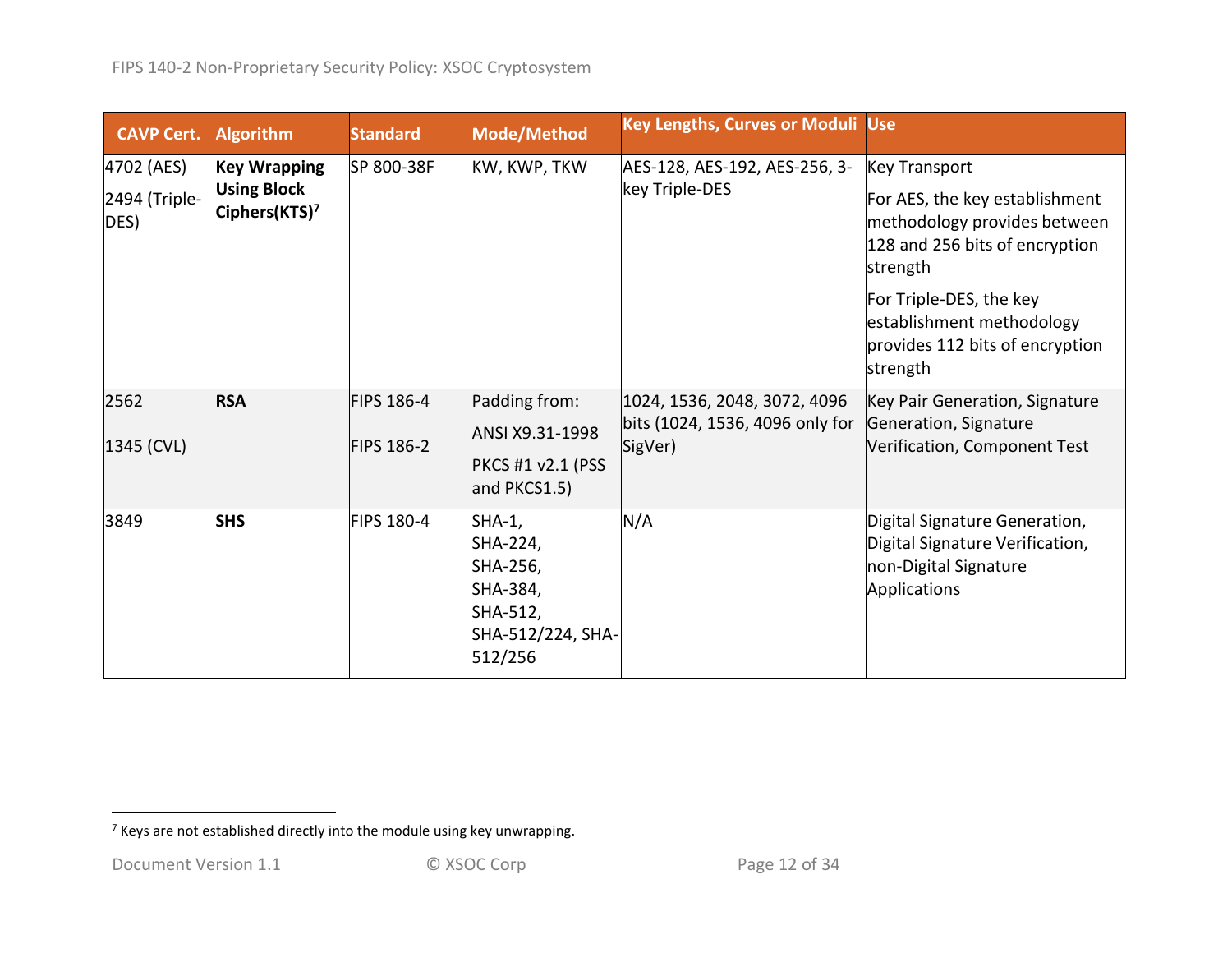| CAVP Cert. | Algorithm | Standard | Mode/Method | Key Lengths, Curves or Moduli | Use |
|---|---|---|---|---|---|
| 4702 (AES)<br>2494 (Triple-DES) | **Key Wrapping Using Block Ciphers(KTS)**[7] | SP 800-38F | KW, KWP, TKW | AES-128, AES-192, AES-256, 3-key Triple-DES | Key Transport<br>For AES, the key establishment methodology provides between 128 and 256 bits of encryption strength<br>For Triple-DES, the key establishment methodology provides 112 bits of encryption strength |
| 2562<br>1345 (CVL) | **RSA** | FIPS 186-4<br>FIPS 186-2 | Padding from:<br>ANSI X9.31-1998<br>PKCS #1 v2.1 (PSS and PKCS1.5) | 1024, 1536, 2048, 3072, 4096 bits (1024, 1536, 4096 only for SigVer) | Key Pair Generation, Signature Generation, Signature Verification, Component Test |
| 3849 | **SHS** | FIPS 180-4 | SHA-1,<br>SHA-224,<br>SHA-256,<br>SHA-384,<br>SHA-512,<br>SHA-512/224, SHA-512/256 | N/A | Digital Signature Generation, Digital Signature Verification, non-Digital Signature Applications |

[7] Keys are not established directly into the module using key unwrapping.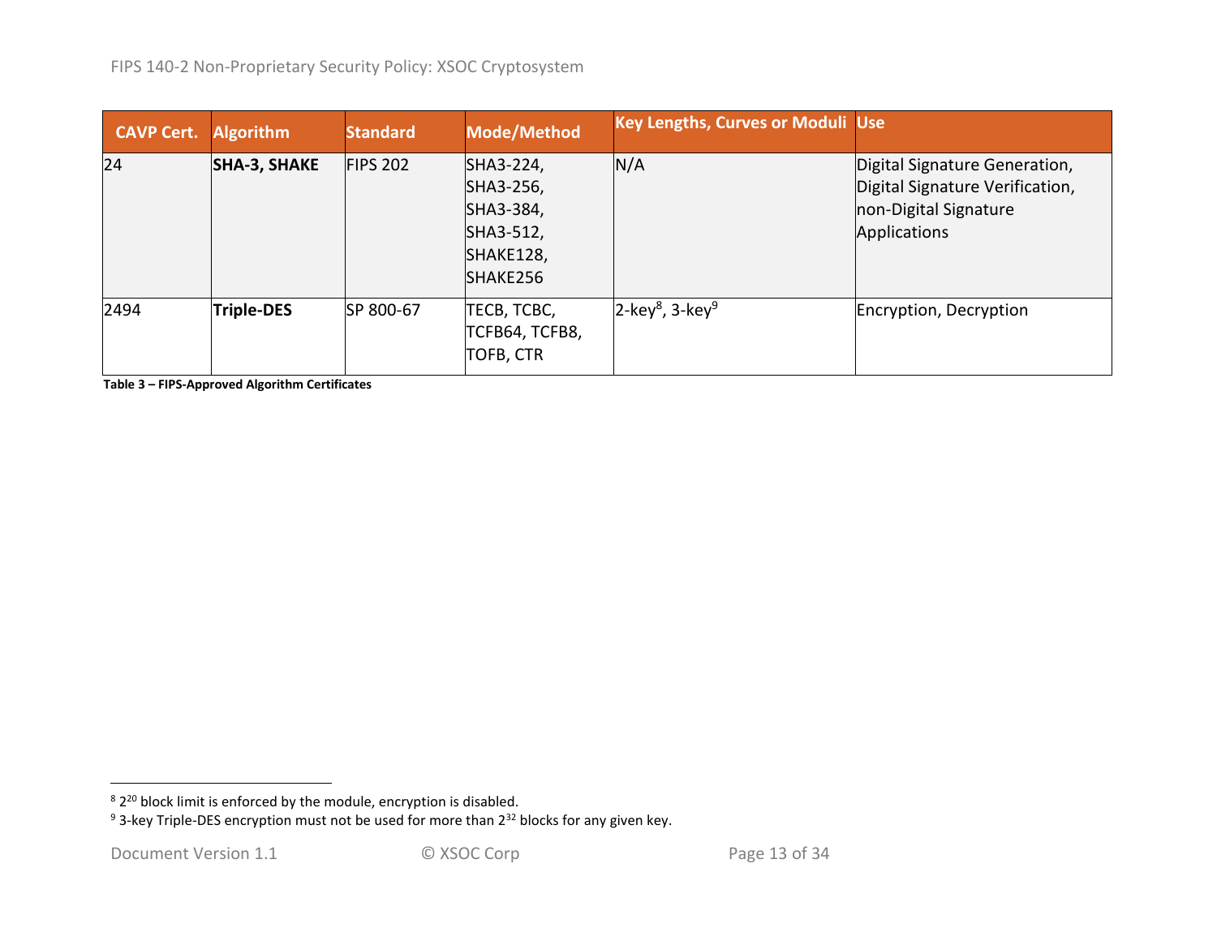| CAVP Cert. | Algorithm | Standard | Mode/Method | Key Lengths, Curves or Moduli | Use |
|---|---|---|---|---|---|
| 24 | **SHA-3, SHAKE** | FIPS 202 | SHA3-224, SHA3-256, SHA3-384, SHA3-512, SHAKE128, SHAKE256 | N/A | Digital Signature Generation, Digital Signature Verification, non-Digital Signature Applications |
| 2494 | **Triple-DES** | SP 800-67 | TECB, TCBC, TCFB64, TCFB8, TOFB, CTR | 2-key[8], 3-key[9] | Encryption, Decryption |

**Table 3 – FIPS-Approved Algorithm Certificates**

---

[8] $2^{20}$ block limit is enforced by the module, encryption is disabled.

[9] 3-key Triple-DES encryption must not be used for more than $2^{32}$ blocks for any given key.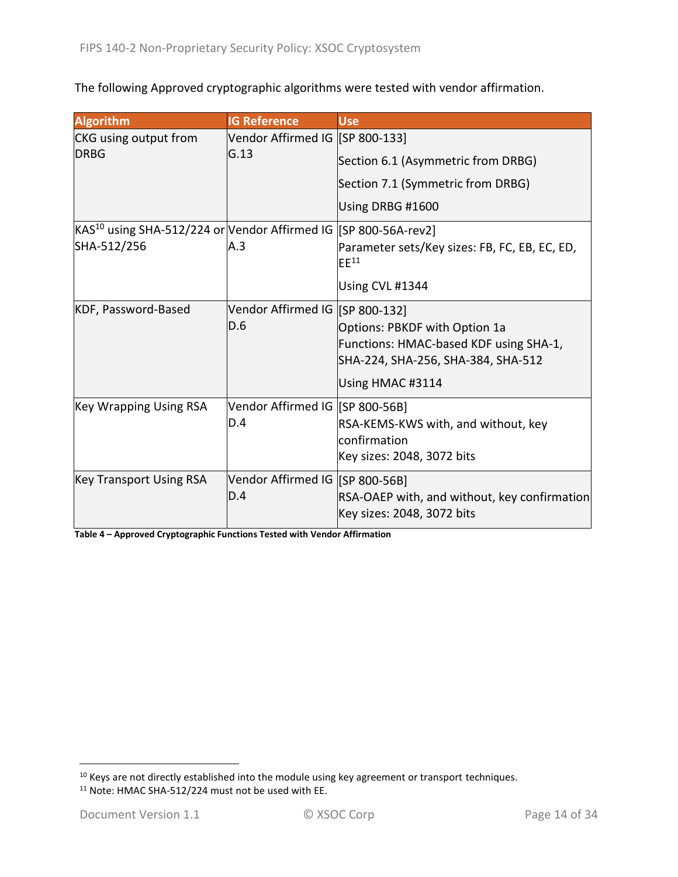The following Approved cryptographic algorithms were tested with vendor affirmation.

| Algorithm | IG Reference | Use |
|---|---|---|
| CKG using output from DRBG | Vendor Affirmed IG G.13 | [SP 800-133]<br>Section 6.1 (Asymmetric from DRBG)<br>Section 7.1 (Symmetric from DRBG)<br>Using DRBG #1600 |
| KAS[10] using SHA-512/224 or SHA-512/256 | Vendor Affirmed IG A.3 | [SP 800-56A-rev2]<br>Parameter sets/Key sizes: FB, FC, EB, EC, ED, EE[11]<br>Using CVL #1344 |
| KDF, Password-Based | Vendor Affirmed IG D.6 | [SP 800-132]<br>Options: PBKDF with Option 1a<br>Functions: HMAC-based KDF using SHA-1, SHA-224, SHA-256, SHA-384, SHA-512<br>Using HMAC #3114 |
| Key Wrapping Using RSA | Vendor Affirmed IG D.4 | [SP 800-56B]<br>RSA-KEMS-KWS with, and without, key confirmation<br>Key sizes: 2048, 3072 bits |
| Key Transport Using RSA | Vendor Affirmed IG D.4 | [SP 800-56B]<br>RSA-OAEP with, and without, key confirmation<br>Key sizes: 2048, 3072 bits |

**Table 4 – Approved Cryptographic Functions Tested with Vendor Affirmation**

[10] Keys are not directly established into the module using key agreement or transport techniques.
[11] Note: HMAC SHA-512/224 must not be used with EE.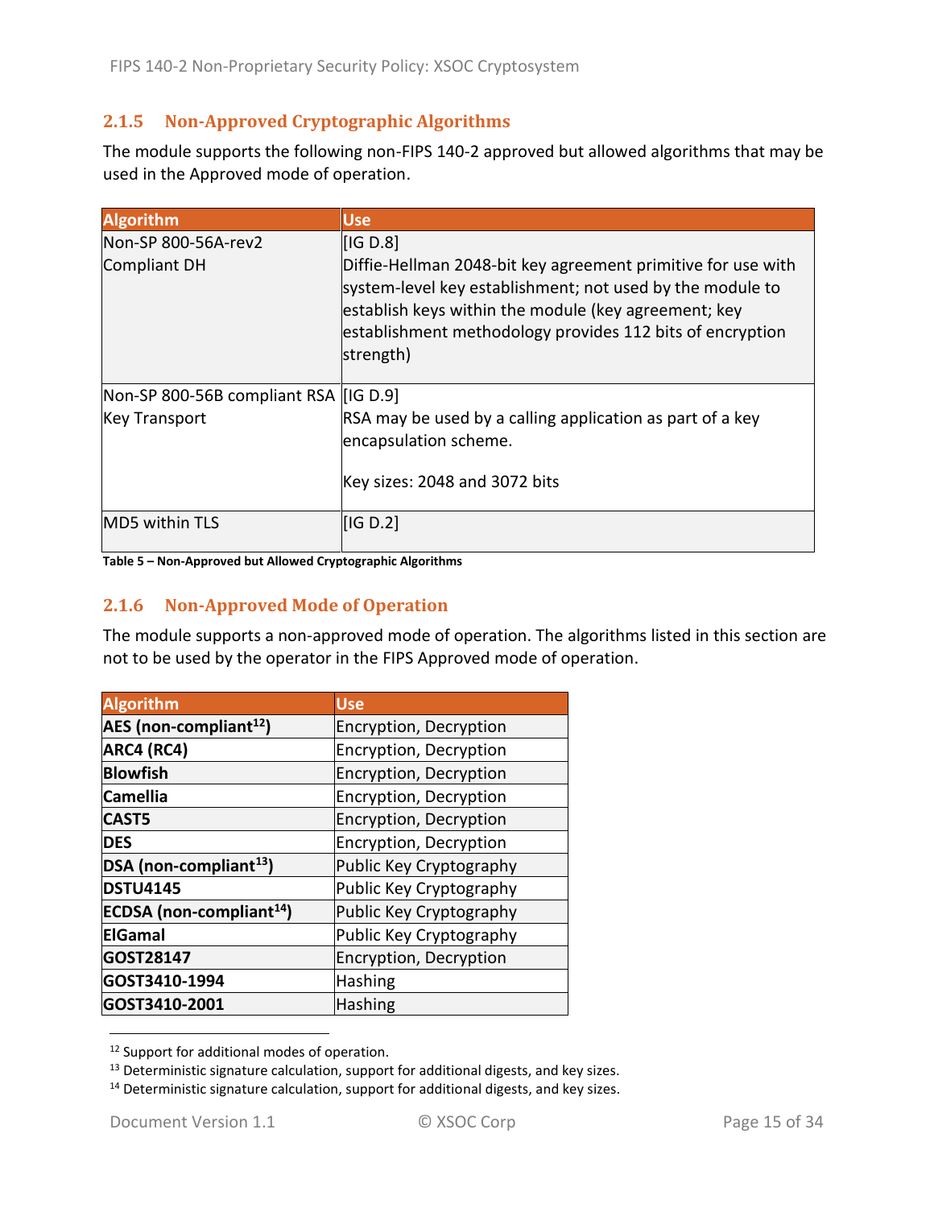### 2.1.5 Non-Approved Cryptographic Algorithms

The module supports the following non-FIPS 140-2 approved but allowed algorithms that may be used in the Approved mode of operation.

| Algorithm | Use |
|---|---|
| Non-SP 800-56A-rev2 Compliant DH | [IG D.8] Diffie-Hellman 2048-bit key agreement primitive for use with system-level key establishment; not used by the module to establish keys within the module (key agreement; key establishment methodology provides 112 bits of encryption strength) |
| Non-SP 800-56B compliant RSA Key Transport | [IG D.9] RSA may be used by a calling application as part of a key encapsulation scheme.<br><br>Key sizes: 2048 and 3072 bits |
| MD5 within TLS | [IG D.2] |

**Table 5 – Non-Approved but Allowed Cryptographic Algorithms**

### 2.1.6 Non-Approved Mode of Operation

The module supports a non-approved mode of operation. The algorithms listed in this section are not to be used by the operator in the FIPS Approved mode of operation.

| Algorithm | Use |
|---|---|
| **AES (non-compliant[12])** | Encryption, Decryption |
| **ARC4 (RC4)** | Encryption, Decryption |
| **Blowfish** | Encryption, Decryption |
| **Camellia** | Encryption, Decryption |
| **CAST5** | Encryption, Decryption |
| **DES** | Encryption, Decryption |
| **DSA (non-compliant[13])** | Public Key Cryptography |
| **DSTU4145** | Public Key Cryptography |
| **ECDSA (non-compliant[14])** | Public Key Cryptography |
| **ElGamal** | Public Key Cryptography |
| **GOST28147** | Encryption, Decryption |
| **GOST3410-1994** | Hashing |
| **GOST3410-2001** | Hashing |

[12] Support for additional modes of operation.

[13] Deterministic signature calculation, support for additional digests, and key sizes.

[14] Deterministic signature calculation, support for additional digests, and key sizes.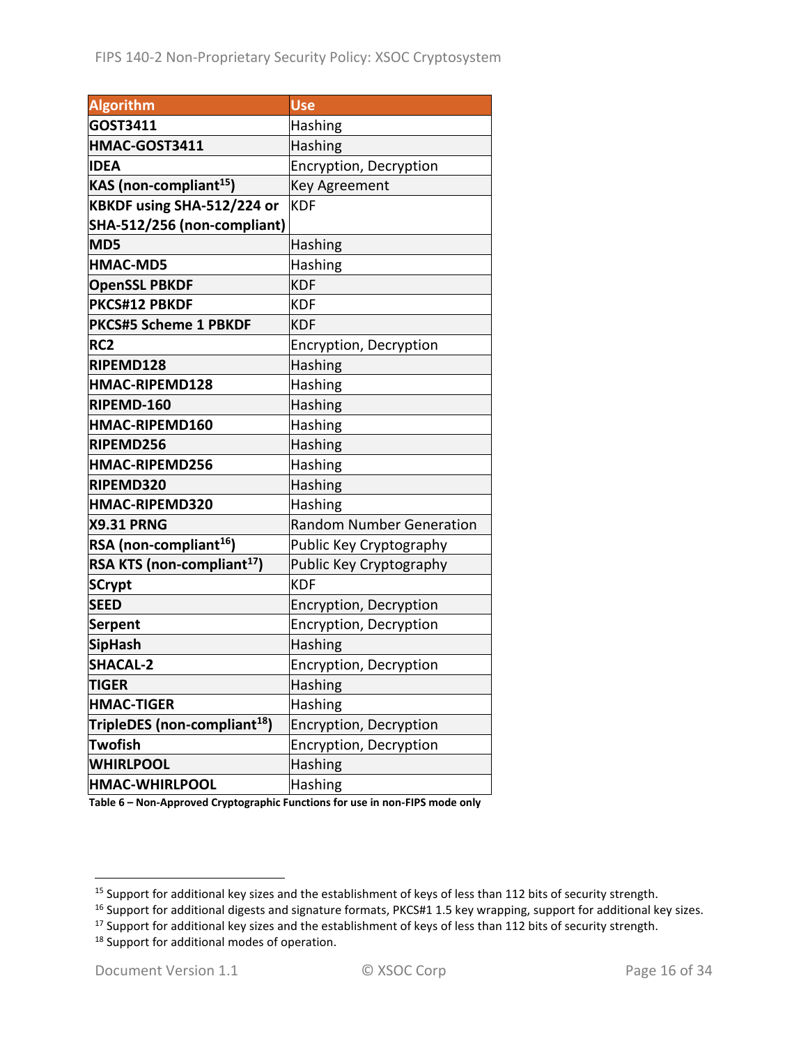| Algorithm | Use |
|---|---|
| **GOST3411** | Hashing |
| **HMAC-GOST3411** | Hashing |
| **IDEA** | Encryption, Decryption |
| **KAS (non-compliant[15])** | Key Agreement |
| **KBKDF using SHA-512/224 or SHA-512/256 (non-compliant)** | KDF |
| **MD5** | Hashing |
| **HMAC-MD5** | Hashing |
| **OpenSSL PBKDF** | KDF |
| **PKCS#12 PBKDF** | KDF |
| **PKCS#5 Scheme 1 PBKDF** | KDF |
| **RC2** | Encryption, Decryption |
| **RIPEMD128** | Hashing |
| **HMAC-RIPEMD128** | Hashing |
| **RIPEMD-160** | Hashing |
| **HMAC-RIPEMD160** | Hashing |
| **RIPEMD256** | Hashing |
| **HMAC-RIPEMD256** | Hashing |
| **RIPEMD320** | Hashing |
| **HMAC-RIPEMD320** | Hashing |
| **X9.31 PRNG** | Random Number Generation |
| **RSA (non-compliant[16])** | Public Key Cryptography |
| **RSA KTS (non-compliant[17])** | Public Key Cryptography |
| **SCrypt** | KDF |
| **SEED** | Encryption, Decryption |
| **Serpent** | Encryption, Decryption |
| **SipHash** | Hashing |
| **SHACAL-2** | Encryption, Decryption |
| **TIGER** | Hashing |
| **HMAC-TIGER** | Hashing |
| **TripleDES (non-compliant[18])** | Encryption, Decryption |
| **Twofish** | Encryption, Decryption |
| **WHIRLPOOL** | Hashing |
| **HMAC-WHIRLPOOL** | Hashing |

**Table 6 – Non-Approved Cryptographic Functions for use in non-FIPS mode only**

[15] Support for additional key sizes and the establishment of keys of less than 112 bits of security strength.

[16] Support for additional digests and signature formats, PKCS#1 1.5 key wrapping, support for additional key sizes.

[17] Support for additional key sizes and the establishment of keys of less than 112 bits of security strength.

[18] Support for additional modes of operation.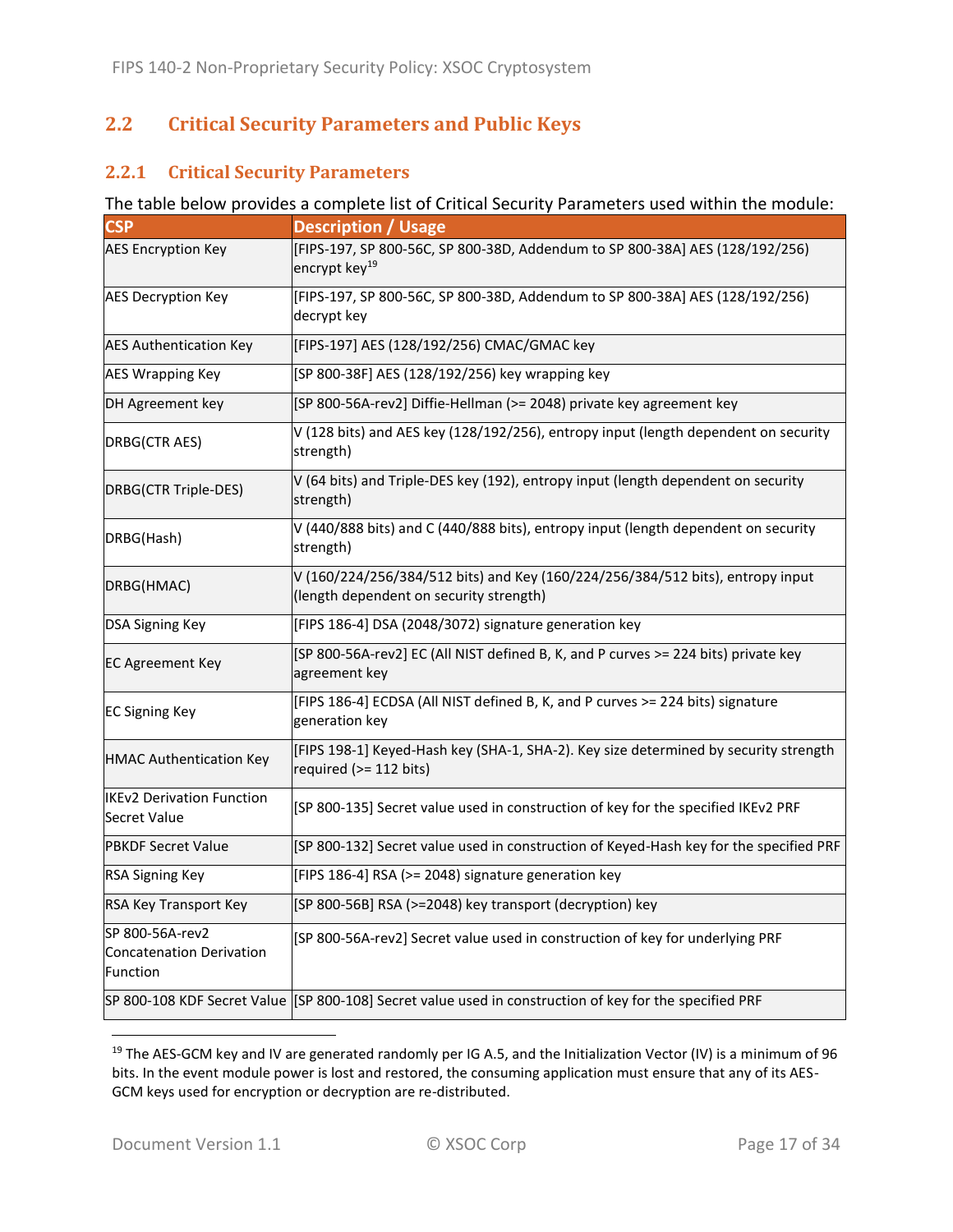## 2.2 Critical Security Parameters and Public Keys

### 2.2.1 Critical Security Parameters

The table below provides a complete list of Critical Security Parameters used within the module:

| CSP | Description / Usage |
|---|---|
| AES Encryption Key | [FIPS-197, SP 800-56C, SP 800-38D, Addendum to SP 800-38A] AES (128/192/256) encrypt key[19] |
| AES Decryption Key | [FIPS-197, SP 800-56C, SP 800-38D, Addendum to SP 800-38A] AES (128/192/256) decrypt key |
| AES Authentication Key | [FIPS-197] AES (128/192/256) CMAC/GMAC key |
| AES Wrapping Key | [SP 800-38F] AES (128/192/256) key wrapping key |
| DH Agreement key | [SP 800-56A-rev2] Diffie-Hellman (>= 2048) private key agreement key |
| DRBG(CTR AES) | V (128 bits) and AES key (128/192/256), entropy input (length dependent on security strength) |
| DRBG(CTR Triple-DES) | V (64 bits) and Triple-DES key (192), entropy input (length dependent on security strength) |
| DRBG(Hash) | V (440/888 bits) and C (440/888 bits), entropy input (length dependent on security strength) |
| DRBG(HMAC) | V (160/224/256/384/512 bits) and Key (160/224/256/384/512 bits), entropy input (length dependent on security strength) |
| DSA Signing Key | [FIPS 186-4] DSA (2048/3072) signature generation key |
| EC Agreement Key | [SP 800-56A-rev2] EC (All NIST defined B, K, and P curves >= 224 bits) private key agreement key |
| EC Signing Key | [FIPS 186-4] ECDSA (All NIST defined B, K, and P curves >= 224 bits) signature generation key |
| HMAC Authentication Key | [FIPS 198-1] Keyed-Hash key (SHA-1, SHA-2). Key size determined by security strength required (>= 112 bits) |
| IKEv2 Derivation Function Secret Value | [SP 800-135] Secret value used in construction of key for the specified IKEv2 PRF |
| PBKDF Secret Value | [SP 800-132] Secret value used in construction of Keyed-Hash key for the specified PRF |
| RSA Signing Key | [FIPS 186-4] RSA (>= 2048) signature generation key |
| RSA Key Transport Key | [SP 800-56B] RSA (>=2048) key transport (decryption) key |
| SP 800-56A-rev2 Concatenation Derivation Function | [SP 800-56A-rev2] Secret value used in construction of key for underlying PRF |
| SP 800-108 KDF Secret Value | [SP 800-108] Secret value used in construction of key for the specified PRF |

[19] The AES-GCM key and IV are generated randomly per IG A.5, and the Initialization Vector (IV) is a minimum of 96 bits. In the event module power is lost and restored, the consuming application must ensure that any of its AES-GCM keys used for encryption or decryption are re-distributed.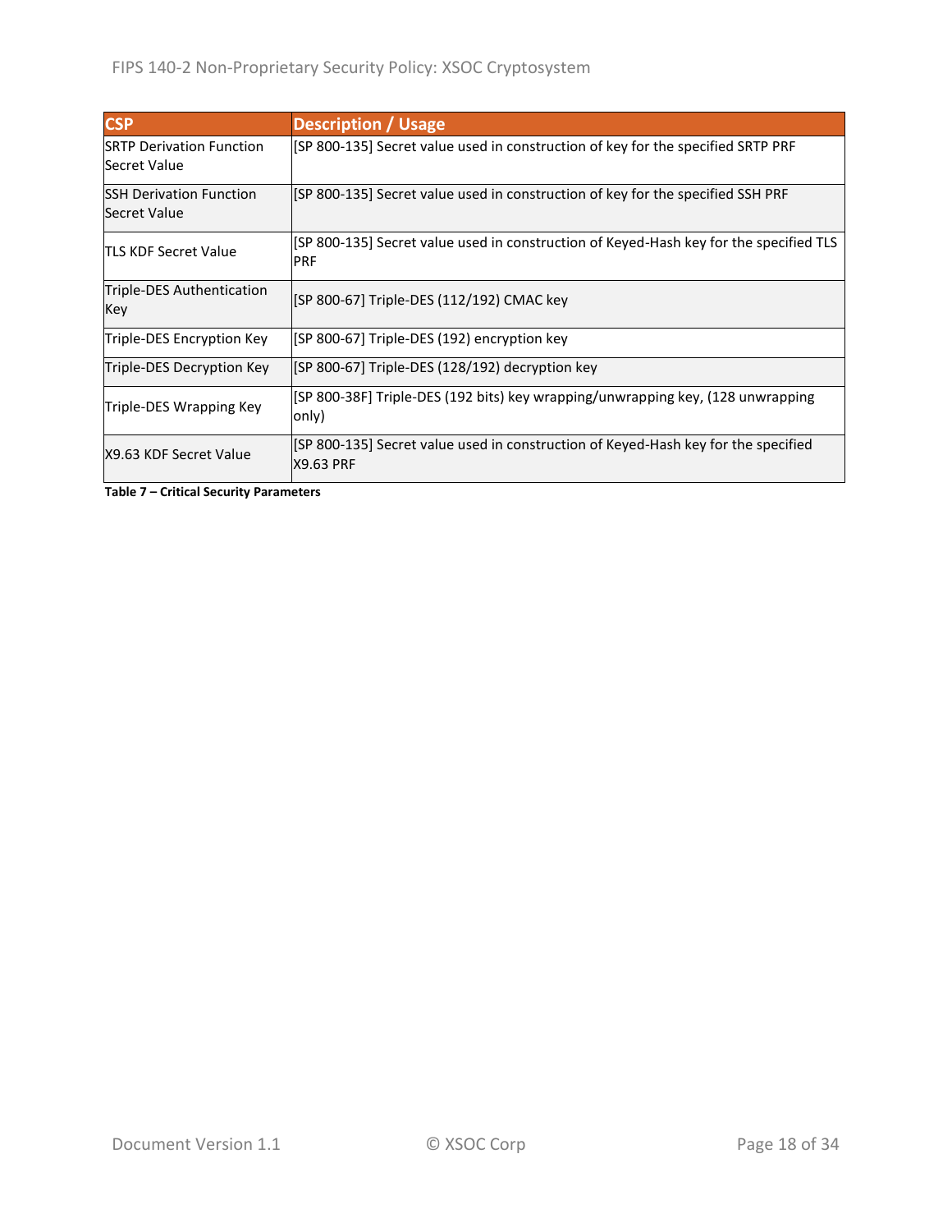| CSP | Description / Usage |
| --- | --- |
| SRTP Derivation Function Secret Value | [SP 800-135] Secret value used in construction of key for the specified SRTP PRF |
| SSH Derivation Function Secret Value | [SP 800-135] Secret value used in construction of key for the specified SSH PRF |
| TLS KDF Secret Value | [SP 800-135] Secret value used in construction of Keyed-Hash key for the specified TLS PRF |
| Triple-DES Authentication Key | [SP 800-67] Triple-DES (112/192) CMAC key |
| Triple-DES Encryption Key | [SP 800-67] Triple-DES (192) encryption key |
| Triple-DES Decryption Key | [SP 800-67] Triple-DES (128/192) decryption key |
| Triple-DES Wrapping Key | [SP 800-38F] Triple-DES (192 bits) key wrapping/unwrapping key, (128 unwrapping only) |
| X9.63 KDF Secret Value | [SP 800-135] Secret value used in construction of Keyed-Hash key for the specified X9.63 PRF |

**Table 7 – Critical Security Parameters**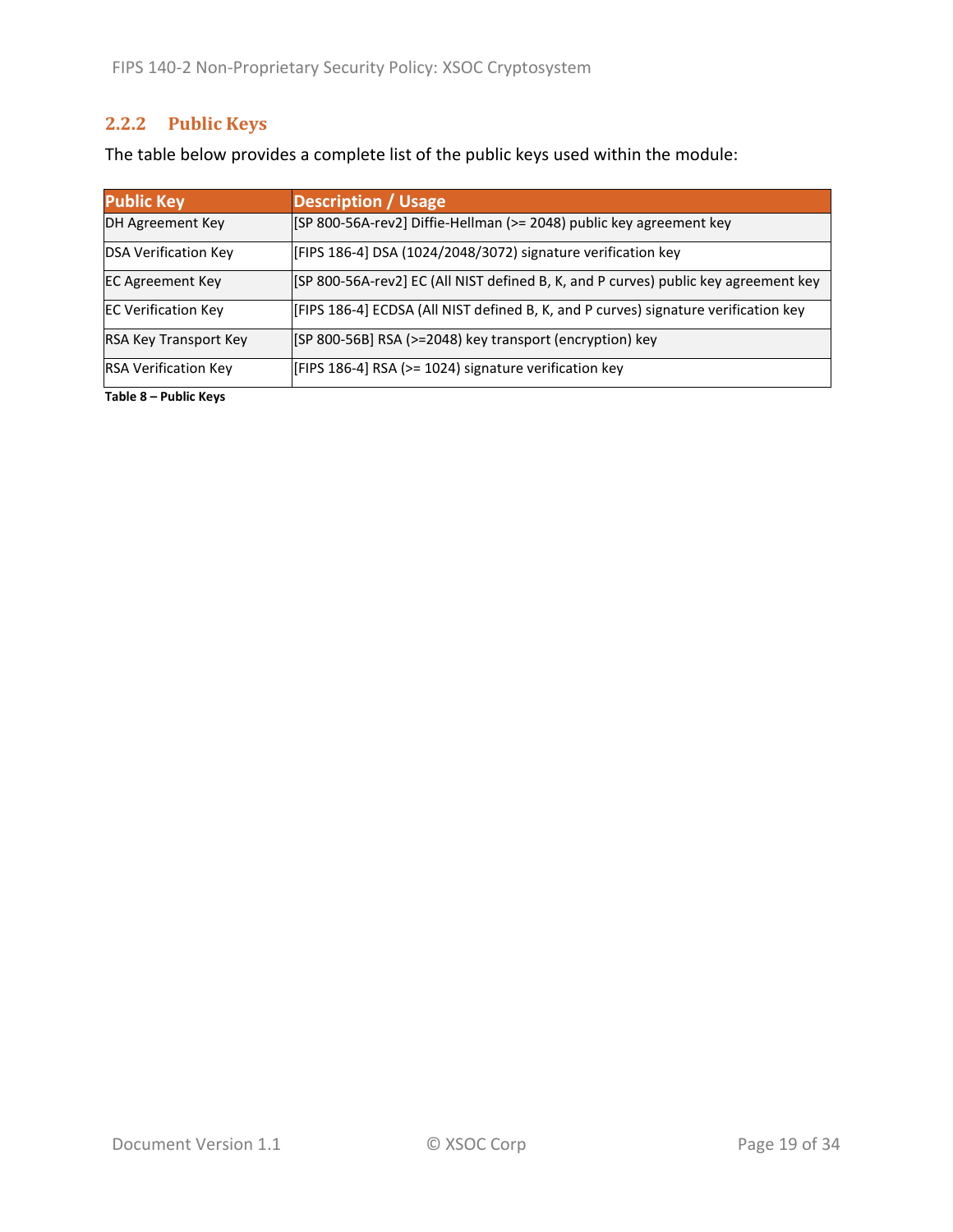### 2.2.2 Public Keys

The table below provides a complete list of the public keys used within the module:

| Public Key | Description / Usage |
|---|---|
| DH Agreement Key | [SP 800-56A-rev2] Diffie-Hellman (>= 2048) public key agreement key |
| DSA Verification Key | [FIPS 186-4] DSA (1024/2048/3072) signature verification key |
| EC Agreement Key | [SP 800-56A-rev2] EC (All NIST defined B, K, and P curves) public key agreement key |
| EC Verification Key | [FIPS 186-4] ECDSA (All NIST defined B, K, and P curves) signature verification key |
| RSA Key Transport Key | [SP 800-56B] RSA (>=2048) key transport (encryption) key |
| RSA Verification Key | [FIPS 186-4] RSA (>= 1024) signature verification key |

**Table 8 – Public Keys**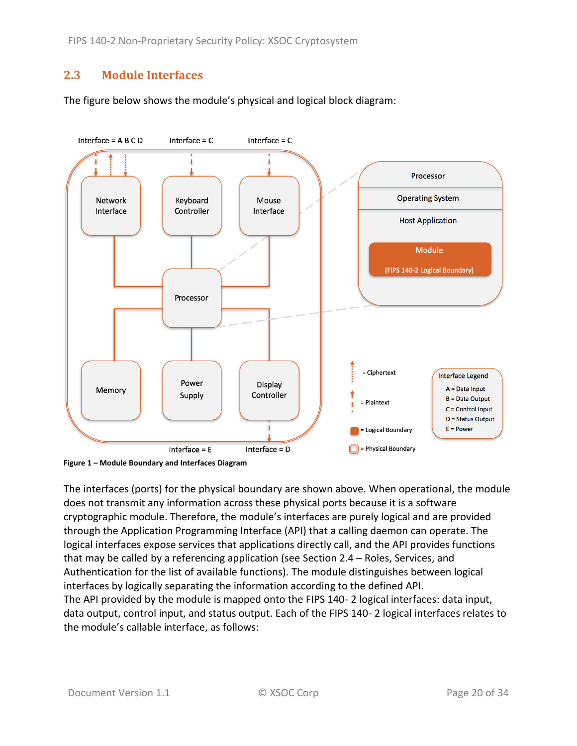## 2.3 Module Interfaces

The figure below shows the module's physical and logical block diagram:

**Figure 1 – Module Boundary and Interfaces Diagram**

The interfaces (ports) for the physical boundary are shown above. When operational, the module does not transmit any information across these physical ports because it is a software cryptographic module. Therefore, the module's interfaces are purely logical and are provided through the Application Programming Interface (API) that a calling daemon can operate. The logical interfaces expose services that applications directly call, and the API provides functions that may be called by a referencing application (see Section 2.4 – Roles, Services, and Authentication for the list of available functions). The module distinguishes between logical interfaces by logically separating the information according to the defined API.
The API provided by the module is mapped onto the FIPS 140- 2 logical interfaces: data input, data output, control input, and status output. Each of the FIPS 140- 2 logical interfaces relates to the module's callable interface, as follows: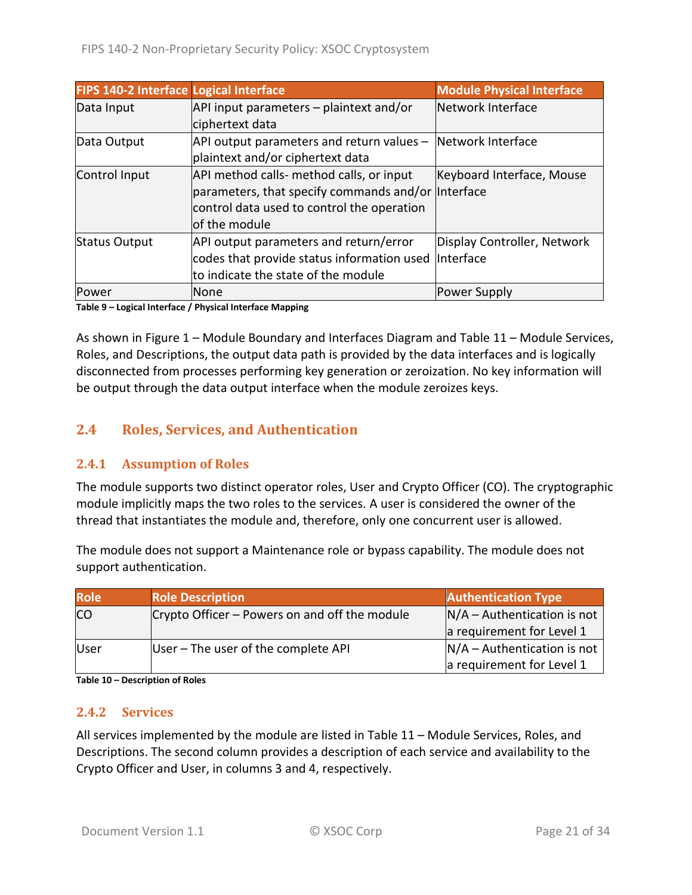| FIPS 140-2 Interface | Logical Interface | Module Physical Interface |
|---|---|---|
| Data Input | API input parameters – plaintext and/or ciphertext data | Network Interface |
| Data Output | API output parameters and return values – plaintext and/or ciphertext data | Network Interface |
| Control Input | API method calls- method calls, or input parameters, that specify commands and/or control data used to control the operation of the module | Keyboard Interface, Mouse Interface |
| Status Output | API output parameters and return/error codes that provide status information used to indicate the state of the module | Display Controller, Network Interface |
| Power | None | Power Supply |

**Table 9 – Logical Interface / Physical Interface Mapping**

As shown in Figure 1 – Module Boundary and Interfaces Diagram and Table 11 – Module Services, Roles, and Descriptions, the output data path is provided by the data interfaces and is logically disconnected from processes performing key generation or zeroization. No key information will be output through the data output interface when the module zeroizes keys.

## 2.4 Roles, Services, and Authentication

### 2.4.1 Assumption of Roles

The module supports two distinct operator roles, User and Crypto Officer (CO). The cryptographic module implicitly maps the two roles to the services. A user is considered the owner of the thread that instantiates the module and, therefore, only one concurrent user is allowed.

The module does not support a Maintenance role or bypass capability. The module does not support authentication.

| Role | Role Description | Authentication Type |
|---|---|---|
| CO | Crypto Officer – Powers on and off the module | N/A – Authentication is not a requirement for Level 1 |
| User | User – The user of the complete API | N/A – Authentication is not a requirement for Level 1 |

**Table 10 – Description of Roles**

### 2.4.2 Services

All services implemented by the module are listed in Table 11 – Module Services, Roles, and Descriptions. The second column provides a description of each service and availability to the Crypto Officer and User, in columns 3 and 4, respectively.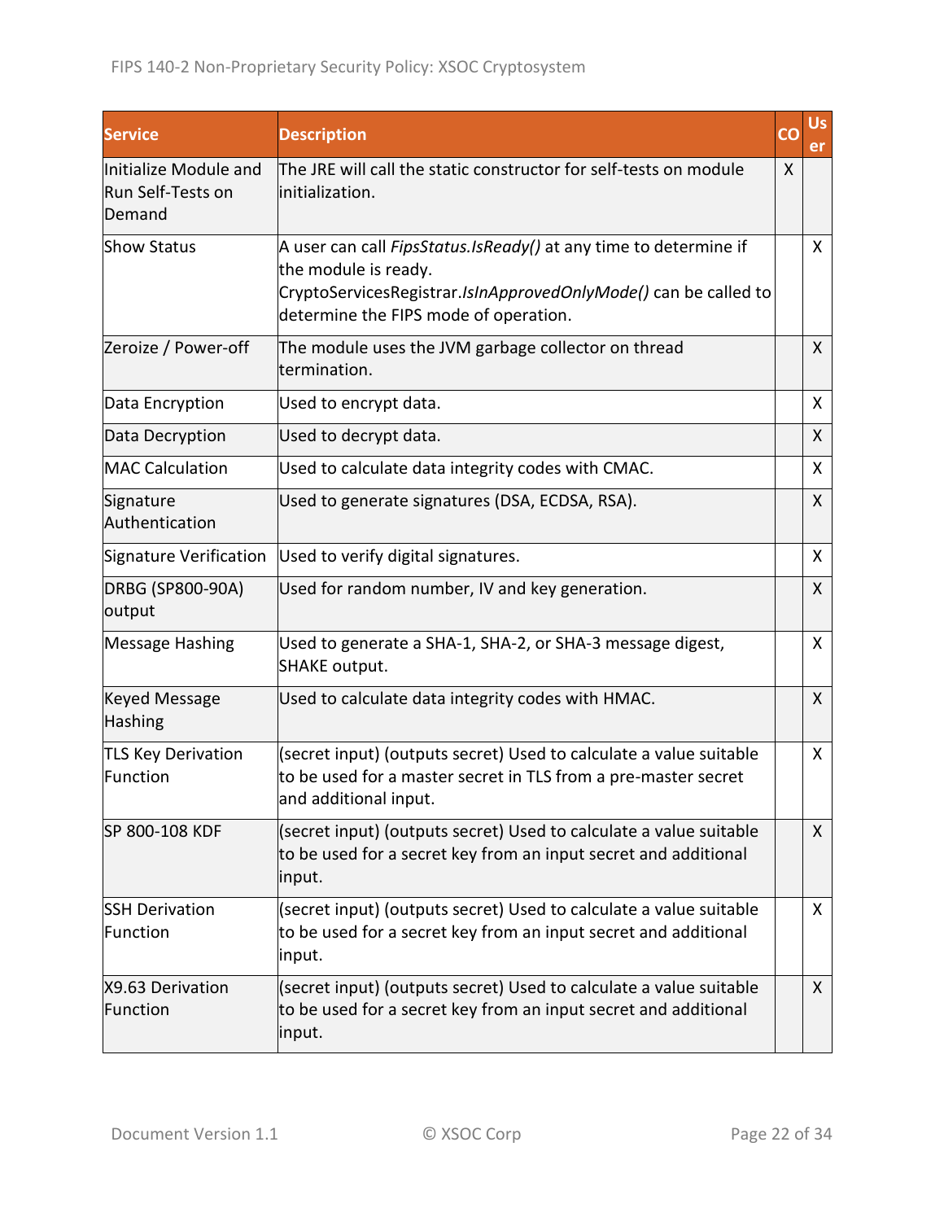| Service | Description | CO | User |
|---|---|---|---|
| Initialize Module and Run Self-Tests on Demand | The JRE will call the static constructor for self-tests on module initialization. | X | |
| Show Status | A user can call *FipsStatus.IsReady()* at any time to determine if the module is ready. CryptoServicesRegistrar.*IsInApprovedOnlyMode()* can be called to determine the FIPS mode of operation. | | X |
| Zeroize / Power-off | The module uses the JVM garbage collector on thread termination. | | X |
| Data Encryption | Used to encrypt data. | | X |
| Data Decryption | Used to decrypt data. | | X |
| MAC Calculation | Used to calculate data integrity codes with CMAC. | | X |
| Signature Authentication | Used to generate signatures (DSA, ECDSA, RSA). | | X |
| Signature Verification | Used to verify digital signatures. | | X |
| DRBG (SP800-90A) output | Used for random number, IV and key generation. | | X |
| Message Hashing | Used to generate a SHA-1, SHA-2, or SHA-3 message digest, SHAKE output. | | X |
| Keyed Message Hashing | Used to calculate data integrity codes with HMAC. | | X |
| TLS Key Derivation Function | (secret input) (outputs secret) Used to calculate a value suitable to be used for a master secret in TLS from a pre-master secret and additional input. | | X |
| SP 800-108 KDF | (secret input) (outputs secret) Used to calculate a value suitable to be used for a secret key from an input secret and additional input. | | X |
| SSH Derivation Function | (secret input) (outputs secret) Used to calculate a value suitable to be used for a secret key from an input secret and additional input. | | X |
| X9.63 Derivation Function | (secret input) (outputs secret) Used to calculate a value suitable to be used for a secret key from an input secret and additional input. | | X |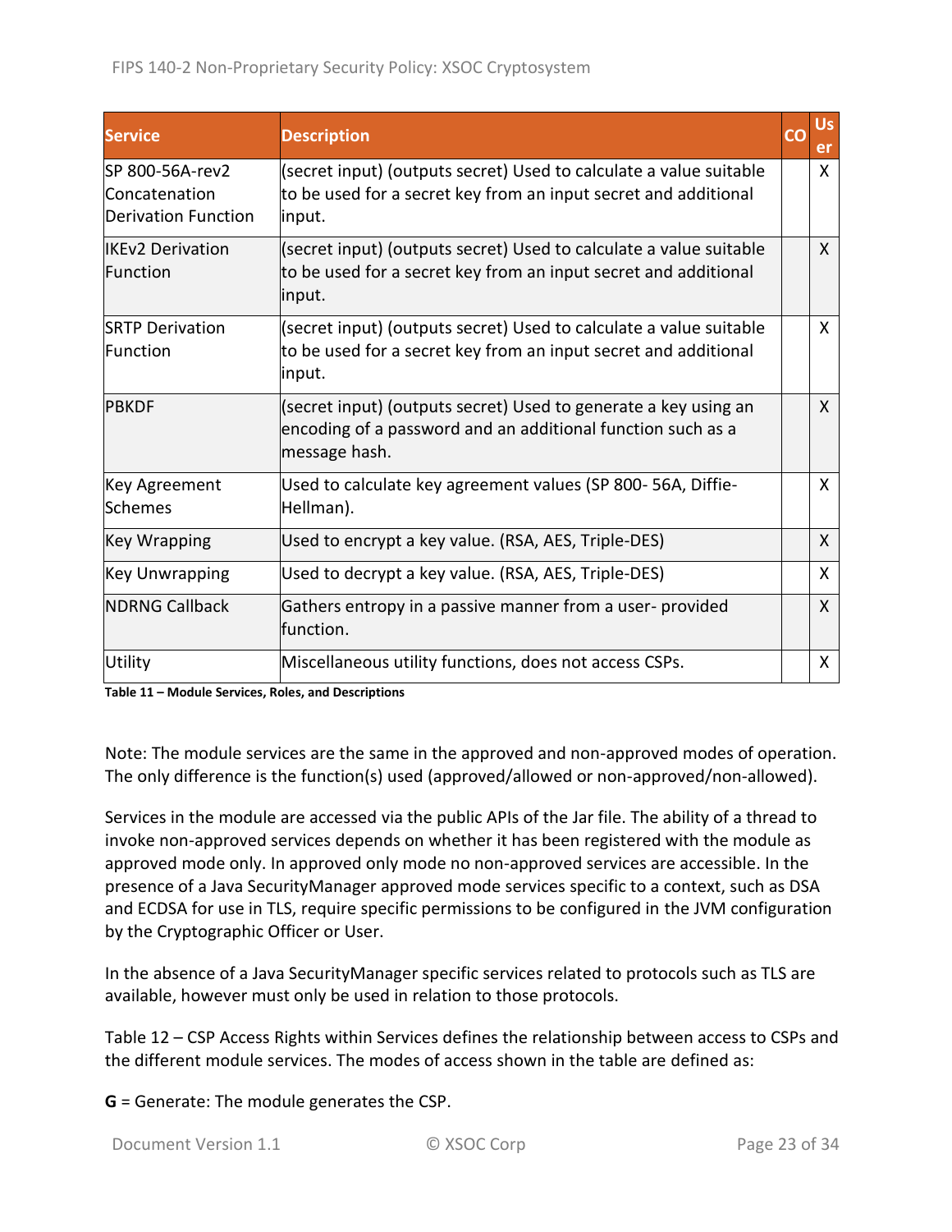| Service | Description | CO | User |
|---|---|---|---|
| SP 800-56A-rev2 Concatenation Derivation Function | (secret input) (outputs secret) Used to calculate a value suitable to be used for a secret key from an input secret and additional input. | | X |
| IKEv2 Derivation Function | (secret input) (outputs secret) Used to calculate a value suitable to be used for a secret key from an input secret and additional input. | | X |
| SRTP Derivation Function | (secret input) (outputs secret) Used to calculate a value suitable to be used for a secret key from an input secret and additional input. | | X |
| PBKDF | (secret input) (outputs secret) Used to generate a key using an encoding of a password and an additional function such as a message hash. | | X |
| Key Agreement Schemes | Used to calculate key agreement values (SP 800- 56A, Diffie-Hellman). | | X |
| Key Wrapping | Used to encrypt a key value. (RSA, AES, Triple-DES) | | X |
| Key Unwrapping | Used to decrypt a key value. (RSA, AES, Triple-DES) | | X |
| NDRNG Callback | Gathers entropy in a passive manner from a user- provided function. | | X |
| Utility | Miscellaneous utility functions, does not access CSPs. | | X |

**Table 11 – Module Services, Roles, and Descriptions**

Note: The module services are the same in the approved and non-approved modes of operation. The only difference is the function(s) used (approved/allowed or non-approved/non-allowed).

Services in the module are accessed via the public APIs of the Jar file. The ability of a thread to invoke non-approved services depends on whether it has been registered with the module as approved mode only. In approved only mode no non-approved services are accessible. In the presence of a Java SecurityManager approved mode services specific to a context, such as DSA and ECDSA for use in TLS, require specific permissions to be configured in the JVM configuration by the Cryptographic Officer or User.

In the absence of a Java SecurityManager specific services related to protocols such as TLS are available, however must only be used in relation to those protocols.

Table 12 – CSP Access Rights within Services defines the relationship between access to CSPs and the different module services. The modes of access shown in the table are defined as:

**G** = Generate: The module generates the CSP.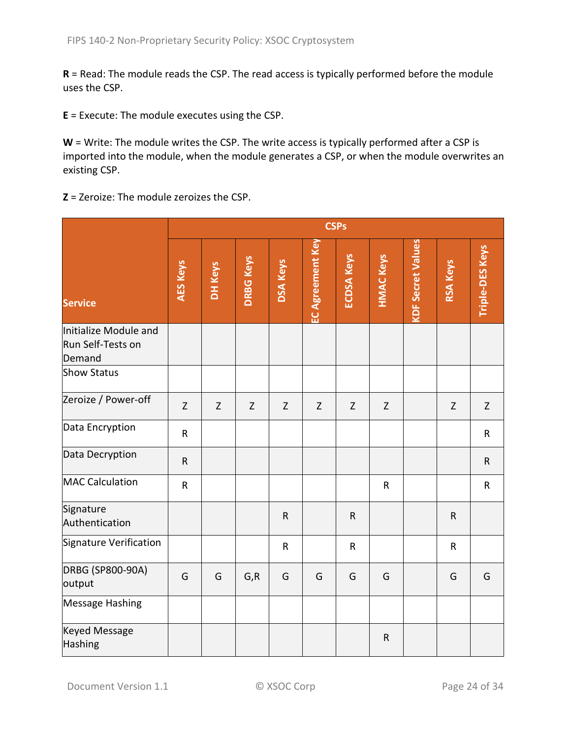**R** = Read: The module reads the CSP. The read access is typically performed before the module uses the CSP.

**E** = Execute: The module executes using the CSP.

**W** = Write: The module writes the CSP. The write access is typically performed after a CSP is imported into the module, when the module generates a CSP, or when the module overwrites an existing CSP.

**Z** = Zeroize: The module zeroizes the CSP.

| Service | CSPs | | | | | | | | | |
|---|---|---|---|---|---|---|---|---|---|---|
| | AES Keys | DH Keys | DRBG Keys | DSA Keys | EC Agreement Key | ECDSA Keys | HMAC Keys | KDF Secret Values | RSA Keys | Triple-DES Keys |
| Initialize Module and Run Self-Tests on Demand | | | | | | | | | | |
| Show Status | | | | | | | | | | |
| Zeroize / Power-off | Z | Z | Z | Z | Z | Z | Z | | Z | Z |
| Data Encryption | R | | | | | | | | | R |
| Data Decryption | R | | | | | | | | | R |
| MAC Calculation | R | | | | | | R | | | R |
| Signature Authentication | | | | R | | R | | | R | |
| Signature Verification | | | | R | | R | | | R | |
| DRBG (SP800-90A) output | G | G | G,R | G | G | G | G | | G | G |
| Message Hashing | | | | | | | | | | |
| Keyed Message Hashing | | | | | | | R | | | |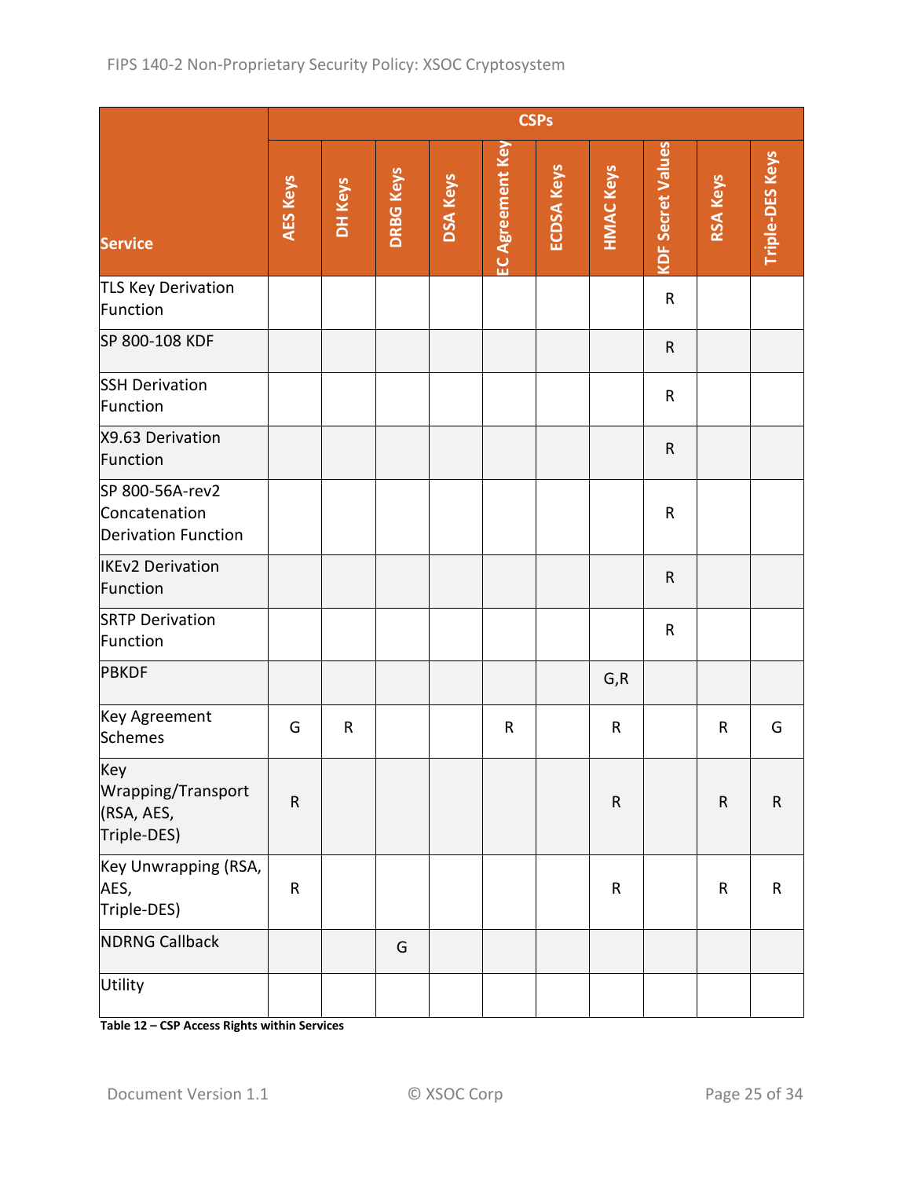| Service | CSPs | | | | | | | | | |
|---|---|---|---|---|---|---|---|---|---|---|
| | AES Keys | DH Keys | DRBG Keys | DSA Keys | EC Agreement Key | ECDSA Keys | HMAC Keys | KDF Secret Values | RSA Keys | Triple-DES Keys |
| TLS Key Derivation Function | | | | | | | | R | | |
| SP 800-108 KDF | | | | | | | | R | | |
| SSH Derivation Function | | | | | | | | R | | |
| X9.63 Derivation Function | | | | | | | | R | | |
| SP 800-56A-rev2 Concatenation Derivation Function | | | | | | | | R | | |
| IKEv2 Derivation Function | | | | | | | | R | | |
| SRTP Derivation Function | | | | | | | | R | | |
| PBKDF | | | | | | | G,R | | | |
| Key Agreement Schemes | G | R | | | R | | R | | R | G |
| Key Wrapping/Transport (RSA, AES, Triple-DES) | R | | | | | | R | | R | R |
| Key Unwrapping (RSA, AES, Triple-DES) | R | | | | | | R | | R | R |
| NDRNG Callback | | | G | | | | | | | |
| Utility | | | | | | | | | | |

**Table 12 – CSP Access Rights within Services**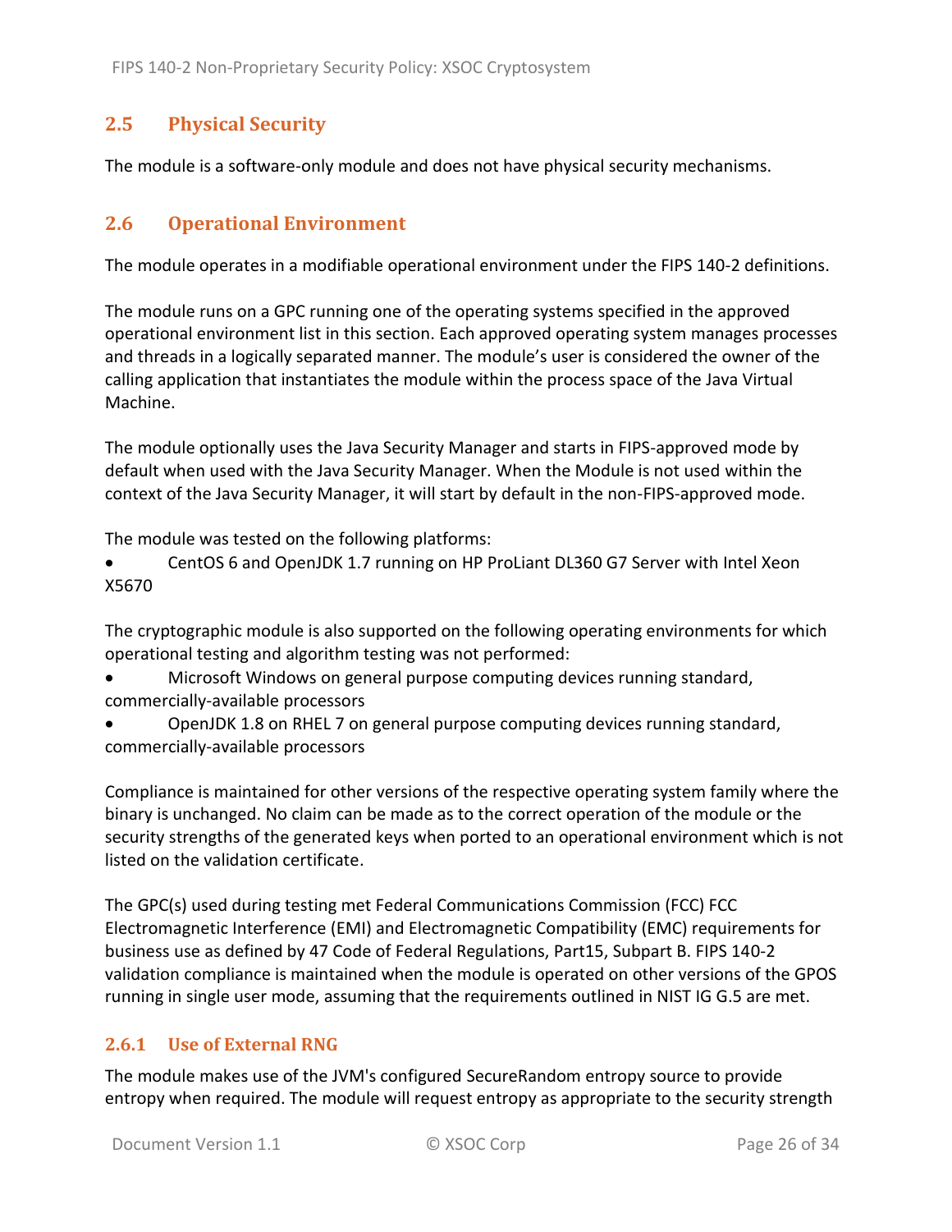## 2.5 Physical Security

The module is a software-only module and does not have physical security mechanisms.

## 2.6 Operational Environment

The module operates in a modifiable operational environment under the FIPS 140-2 definitions.

The module runs on a GPC running one of the operating systems specified in the approved operational environment list in this section. Each approved operating system manages processes and threads in a logically separated manner. The module's user is considered the owner of the calling application that instantiates the module within the process space of the Java Virtual Machine.

The module optionally uses the Java Security Manager and starts in FIPS-approved mode by default when used with the Java Security Manager. When the Module is not used within the context of the Java Security Manager, it will start by default in the non-FIPS-approved mode.

The module was tested on the following platforms:

- CentOS 6 and OpenJDK 1.7 running on HP ProLiant DL360 G7 Server with Intel Xeon X5670

The cryptographic module is also supported on the following operating environments for which operational testing and algorithm testing was not performed:

- Microsoft Windows on general purpose computing devices running standard, commercially-available processors
- OpenJDK 1.8 on RHEL 7 on general purpose computing devices running standard, commercially-available processors

Compliance is maintained for other versions of the respective operating system family where the binary is unchanged. No claim can be made as to the correct operation of the module or the security strengths of the generated keys when ported to an operational environment which is not listed on the validation certificate.

The GPC(s) used during testing met Federal Communications Commission (FCC) FCC Electromagnetic Interference (EMI) and Electromagnetic Compatibility (EMC) requirements for business use as defined by 47 Code of Federal Regulations, Part15, Subpart B. FIPS 140-2 validation compliance is maintained when the module is operated on other versions of the GPOS running in single user mode, assuming that the requirements outlined in NIST IG G.5 are met.

### 2.6.1 Use of External RNG

The module makes use of the JVM's configured SecureRandom entropy source to provide entropy when required. The module will request entropy as appropriate to the security strength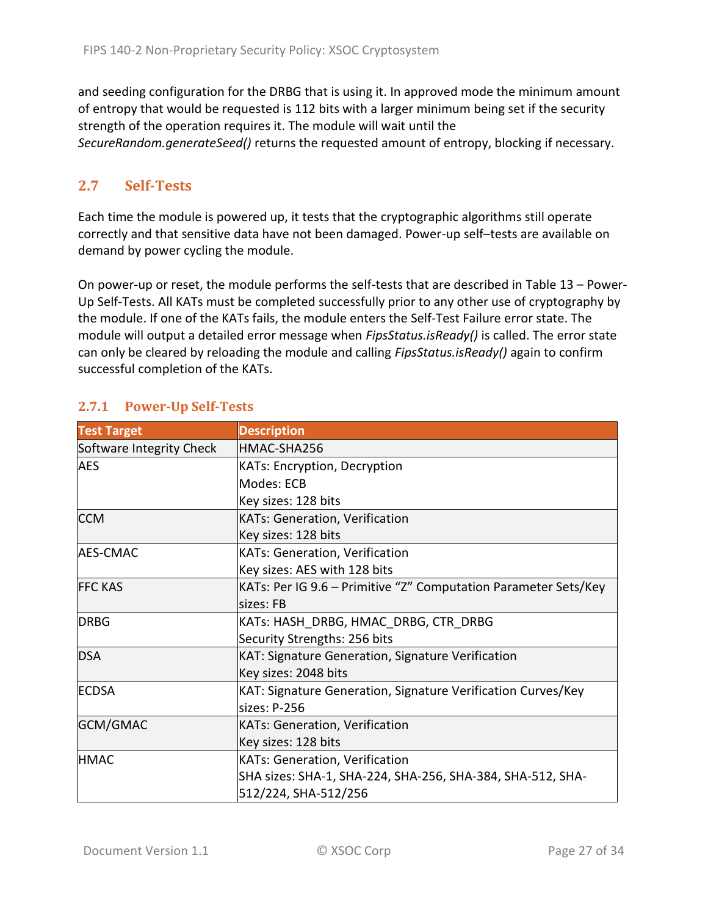and seeding configuration for the DRBG that is using it. In approved mode the minimum amount of entropy that would be requested is 112 bits with a larger minimum being set if the security strength of the operation requires it. The module will wait until the *SecureRandom.generateSeed()* returns the requested amount of entropy, blocking if necessary.

## 2.7 Self-Tests

Each time the module is powered up, it tests that the cryptographic algorithms still operate correctly and that sensitive data have not been damaged. Power-up self–tests are available on demand by power cycling the module.

On power-up or reset, the module performs the self-tests that are described in Table 13 – Power-Up Self-Tests. All KATs must be completed successfully prior to any other use of cryptography by the module. If one of the KATs fails, the module enters the Self-Test Failure error state. The module will output a detailed error message when *FipsStatus.isReady()* is called. The error state can only be cleared by reloading the module and calling *FipsStatus.isReady()* again to confirm successful completion of the KATs.

### 2.7.1 Power-Up Self-Tests

| Test Target | Description |
|---|---|
| Software Integrity Check | HMAC-SHA256 |
| AES | KATs: Encryption, Decryption<br>Modes: ECB<br>Key sizes: 128 bits |
| CCM | KATs: Generation, Verification<br>Key sizes: 128 bits |
| AES-CMAC | KATs: Generation, Verification<br>Key sizes: AES with 128 bits |
| FFC KAS | KATs: Per IG 9.6 – Primitive "Z" Computation Parameter Sets/Key sizes: FB |
| DRBG | KATs: HASH_DRBG, HMAC_DRBG, CTR_DRBG<br>Security Strengths: 256 bits |
| DSA | KAT: Signature Generation, Signature Verification<br>Key sizes: 2048 bits |
| ECDSA | KAT: Signature Generation, Signature Verification Curves/Key sizes: P-256 |
| GCM/GMAC | KATs: Generation, Verification<br>Key sizes: 128 bits |
| HMAC | KATs: Generation, Verification<br>SHA sizes: SHA-1, SHA-224, SHA-256, SHA-384, SHA-512, SHA-512/224, SHA-512/256 |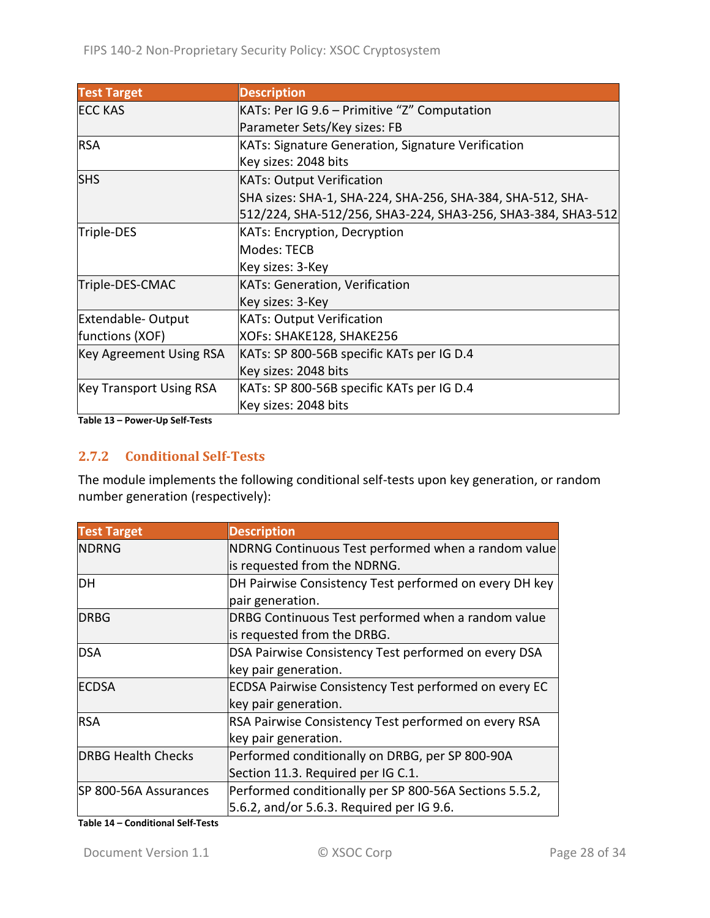| Test Target | Description |
|---|---|
| ECC KAS | KATs: Per IG 9.6 – Primitive "Z" Computation<br>Parameter Sets/Key sizes: FB |
| RSA | KATs: Signature Generation, Signature Verification<br>Key sizes: 2048 bits |
| SHS | KATs: Output Verification<br>SHA sizes: SHA-1, SHA-224, SHA-256, SHA-384, SHA-512, SHA-512/224, SHA-512/256, SHA3-224, SHA3-256, SHA3-384, SHA3-512 |
| Triple-DES | KATs: Encryption, Decryption<br>Modes: TECB<br>Key sizes: 3-Key |
| Triple-DES-CMAC | KATs: Generation, Verification<br>Key sizes: 3-Key |
| Extendable- Output functions (XOF) | KATs: Output Verification<br>XOFs: SHAKE128, SHAKE256 |
| Key Agreement Using RSA | KATs: SP 800-56B specific KATs per IG D.4<br>Key sizes: 2048 bits |
| Key Transport Using RSA | KATs: SP 800-56B specific KATs per IG D.4<br>Key sizes: 2048 bits |

**Table 13 – Power-Up Self-Tests**

### 2.7.2 Conditional Self-Tests

The module implements the following conditional self-tests upon key generation, or random number generation (respectively):

| Test Target | Description |
|---|---|
| NDRNG | NDRNG Continuous Test performed when a random value is requested from the NDRNG. |
| DH | DH Pairwise Consistency Test performed on every DH key pair generation. |
| DRBG | DRBG Continuous Test performed when a random value is requested from the DRBG. |
| DSA | DSA Pairwise Consistency Test performed on every DSA key pair generation. |
| ECDSA | ECDSA Pairwise Consistency Test performed on every EC key pair generation. |
| RSA | RSA Pairwise Consistency Test performed on every RSA key pair generation. |
| DRBG Health Checks | Performed conditionally on DRBG, per SP 800-90A Section 11.3. Required per IG C.1. |
| SP 800-56A Assurances | Performed conditionally per SP 800-56A Sections 5.5.2, 5.6.2, and/or 5.6.3. Required per IG 9.6. |

**Table 14 – Conditional Self-Tests**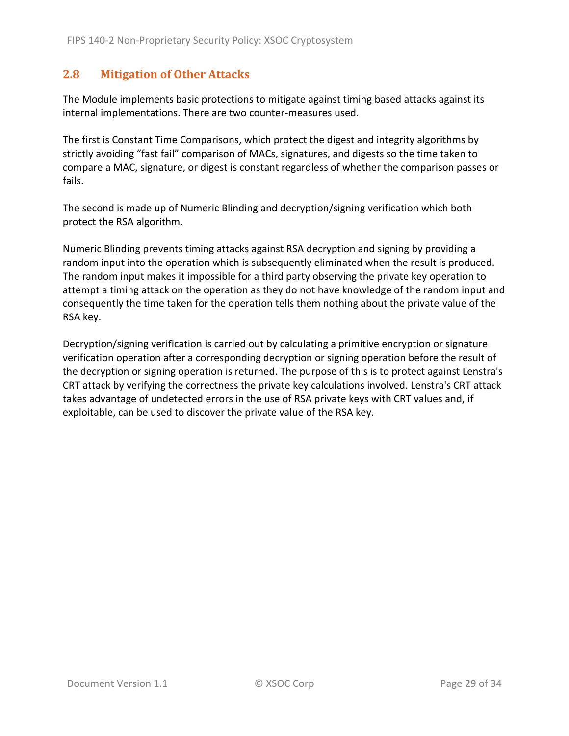## 2.8 Mitigation of Other Attacks

The Module implements basic protections to mitigate against timing based attacks against its internal implementations. There are two counter-measures used.

The first is Constant Time Comparisons, which protect the digest and integrity algorithms by strictly avoiding "fast fail" comparison of MACs, signatures, and digests so the time taken to compare a MAC, signature, or digest is constant regardless of whether the comparison passes or fails.

The second is made up of Numeric Blinding and decryption/signing verification which both protect the RSA algorithm.

Numeric Blinding prevents timing attacks against RSA decryption and signing by providing a random input into the operation which is subsequently eliminated when the result is produced. The random input makes it impossible for a third party observing the private key operation to attempt a timing attack on the operation as they do not have knowledge of the random input and consequently the time taken for the operation tells them nothing about the private value of the RSA key.

Decryption/signing verification is carried out by calculating a primitive encryption or signature verification operation after a corresponding decryption or signing operation before the result of the decryption or signing operation is returned. The purpose of this is to protect against Lenstra's CRT attack by verifying the correctness the private key calculations involved. Lenstra's CRT attack takes advantage of undetected errors in the use of RSA private keys with CRT values and, if exploitable, can be used to discover the private value of the RSA key.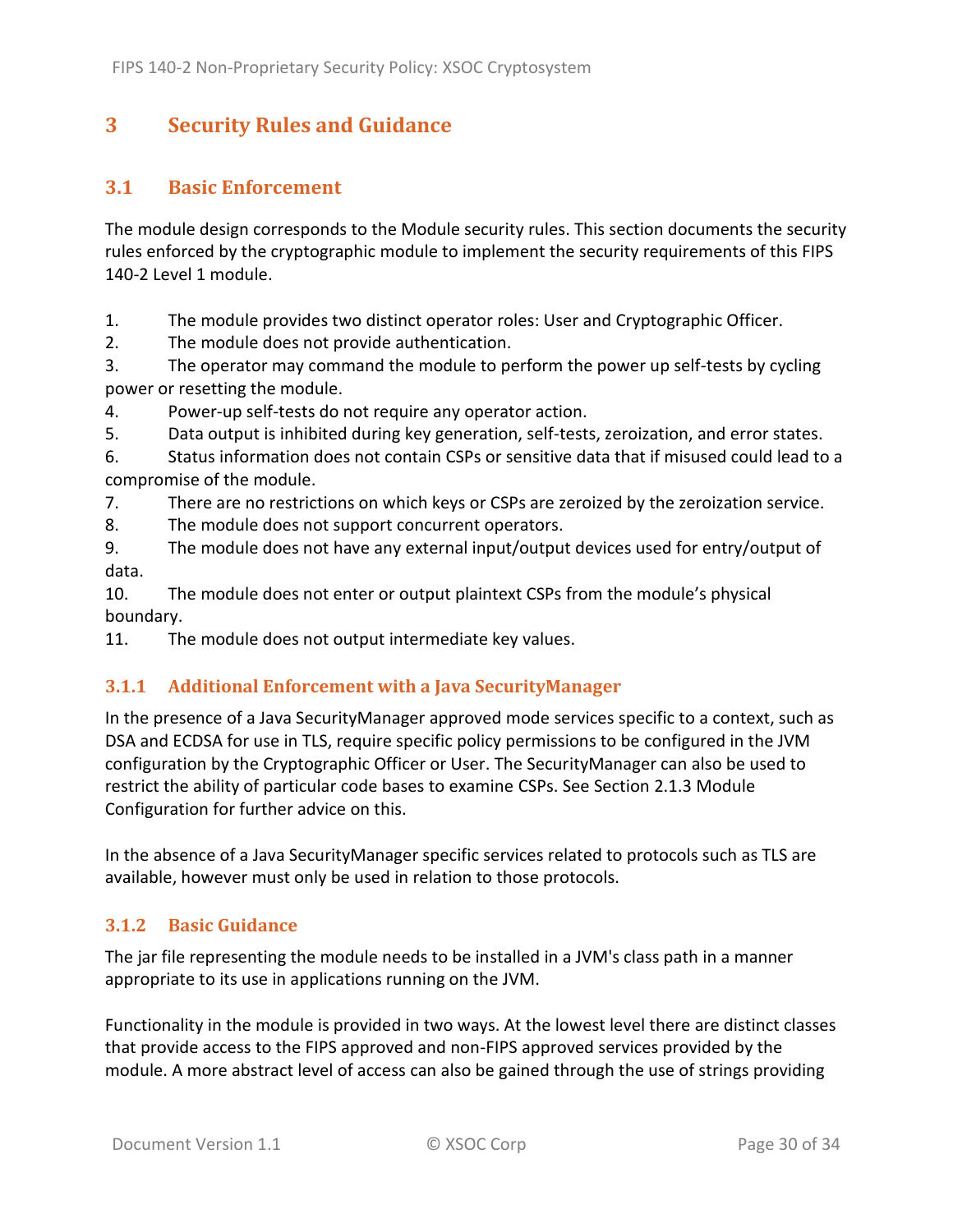# 3 Security Rules and Guidance

## 3.1 Basic Enforcement

The module design corresponds to the Module security rules. This section documents the security rules enforced by the cryptographic module to implement the security requirements of this FIPS 140-2 Level 1 module.

1. The module provides two distinct operator roles: User and Cryptographic Officer.
2. The module does not provide authentication.
3. The operator may command the module to perform the power up self-tests by cycling power or resetting the module.
4. Power-up self-tests do not require any operator action.
5. Data output is inhibited during key generation, self-tests, zeroization, and error states.
6. Status information does not contain CSPs or sensitive data that if misused could lead to a compromise of the module.
7. There are no restrictions on which keys or CSPs are zeroized by the zeroization service.
8. The module does not support concurrent operators.
9. The module does not have any external input/output devices used for entry/output of data.
10. The module does not enter or output plaintext CSPs from the module's physical boundary.
11. The module does not output intermediate key values.

### 3.1.1 Additional Enforcement with a Java SecurityManager

In the presence of a Java SecurityManager approved mode services specific to a context, such as DSA and ECDSA for use in TLS, require specific policy permissions to be configured in the JVM configuration by the Cryptographic Officer or User. The SecurityManager can also be used to restrict the ability of particular code bases to examine CSPs. See Section 2.1.3 Module Configuration for further advice on this.

In the absence of a Java SecurityManager specific services related to protocols such as TLS are available, however must only be used in relation to those protocols.

### 3.1.2 Basic Guidance

The jar file representing the module needs to be installed in a JVM's class path in a manner appropriate to its use in applications running on the JVM.

Functionality in the module is provided in two ways. At the lowest level there are distinct classes that provide access to the FIPS approved and non-FIPS approved services provided by the module. A more abstract level of access can also be gained through the use of strings providing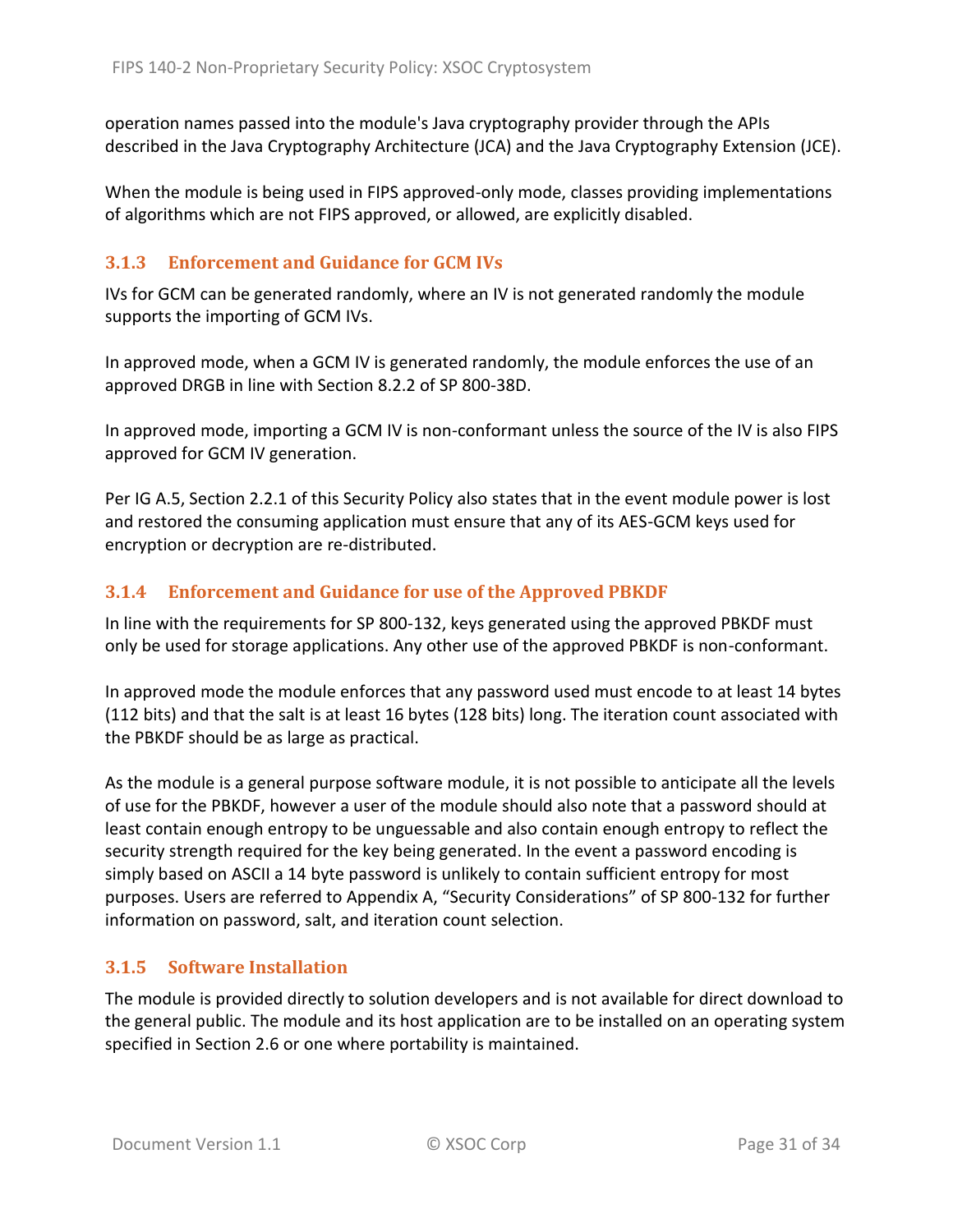operation names passed into the module's Java cryptography provider through the APIs described in the Java Cryptography Architecture (JCA) and the Java Cryptography Extension (JCE).

When the module is being used in FIPS approved-only mode, classes providing implementations of algorithms which are not FIPS approved, or allowed, are explicitly disabled.

### 3.1.3 Enforcement and Guidance for GCM IVs

IVs for GCM can be generated randomly, where an IV is not generated randomly the module supports the importing of GCM IVs.

In approved mode, when a GCM IV is generated randomly, the module enforces the use of an approved DRGB in line with Section 8.2.2 of SP 800-38D.

In approved mode, importing a GCM IV is non-conformant unless the source of the IV is also FIPS approved for GCM IV generation.

Per IG A.5, Section 2.2.1 of this Security Policy also states that in the event module power is lost and restored the consuming application must ensure that any of its AES-GCM keys used for encryption or decryption are re-distributed.

### 3.1.4 Enforcement and Guidance for use of the Approved PBKDF

In line with the requirements for SP 800-132, keys generated using the approved PBKDF must only be used for storage applications. Any other use of the approved PBKDF is non-conformant.

In approved mode the module enforces that any password used must encode to at least 14 bytes (112 bits) and that the salt is at least 16 bytes (128 bits) long. The iteration count associated with the PBKDF should be as large as practical.

As the module is a general purpose software module, it is not possible to anticipate all the levels of use for the PBKDF, however a user of the module should also note that a password should at least contain enough entropy to be unguessable and also contain enough entropy to reflect the security strength required for the key being generated. In the event a password encoding is simply based on ASCII a 14 byte password is unlikely to contain sufficient entropy for most purposes. Users are referred to Appendix A, "Security Considerations" of SP 800-132 for further information on password, salt, and iteration count selection.

### 3.1.5 Software Installation

The module is provided directly to solution developers and is not available for direct download to the general public. The module and its host application are to be installed on an operating system specified in Section 2.6 or one where portability is maintained.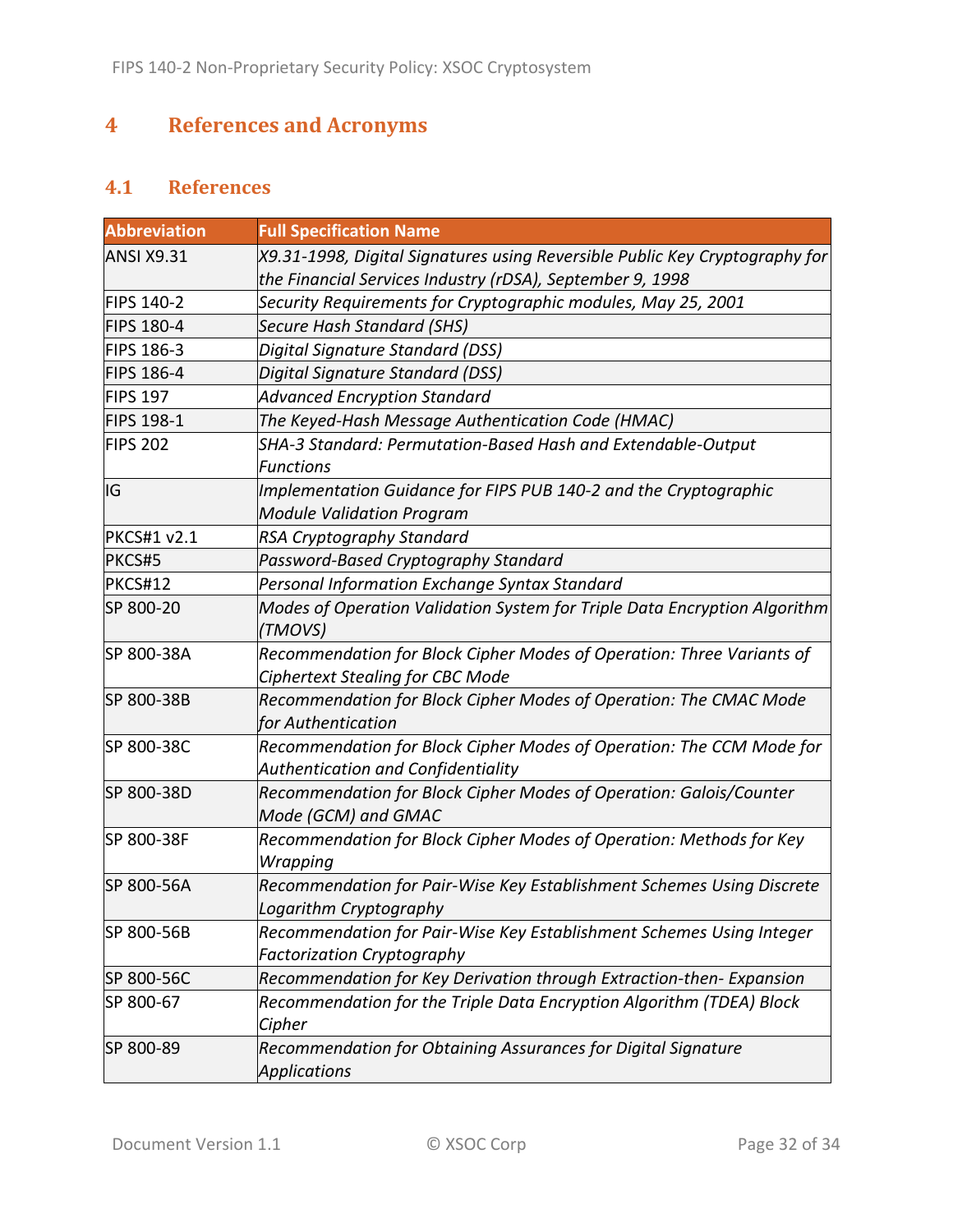# 4 References and Acronyms

## 4.1 References

| Abbreviation | Full Specification Name |
|---|---|
| ANSI X9.31 | *X9.31-1998, Digital Signatures using Reversible Public Key Cryptography for the Financial Services Industry (rDSA), September 9, 1998* |
| FIPS 140-2 | *Security Requirements for Cryptographic modules, May 25, 2001* |
| FIPS 180-4 | *Secure Hash Standard (SHS)* |
| FIPS 186-3 | *Digital Signature Standard (DSS)* |
| FIPS 186-4 | *Digital Signature Standard (DSS)* |
| FIPS 197 | *Advanced Encryption Standard* |
| FIPS 198-1 | *The Keyed-Hash Message Authentication Code (HMAC)* |
| FIPS 202 | *SHA-3 Standard: Permutation-Based Hash and Extendable-Output Functions* |
| IG | *Implementation Guidance for FIPS PUB 140-2 and the Cryptographic Module Validation Program* |
| PKCS#1 v2.1 | *RSA Cryptography Standard* |
| PKCS#5 | *Password-Based Cryptography Standard* |
| PKCS#12 | *Personal Information Exchange Syntax Standard* |
| SP 800-20 | *Modes of Operation Validation System for Triple Data Encryption Algorithm (TMOVS)* |
| SP 800-38A | *Recommendation for Block Cipher Modes of Operation: Three Variants of Ciphertext Stealing for CBC Mode* |
| SP 800-38B | *Recommendation for Block Cipher Modes of Operation: The CMAC Mode for Authentication* |
| SP 800-38C | *Recommendation for Block Cipher Modes of Operation: The CCM Mode for Authentication and Confidentiality* |
| SP 800-38D | *Recommendation for Block Cipher Modes of Operation: Galois/Counter Mode (GCM) and GMAC* |
| SP 800-38F | *Recommendation for Block Cipher Modes of Operation: Methods for Key Wrapping* |
| SP 800-56A | *Recommendation for Pair-Wise Key Establishment Schemes Using Discrete Logarithm Cryptography* |
| SP 800-56B | *Recommendation for Pair-Wise Key Establishment Schemes Using Integer Factorization Cryptography* |
| SP 800-56C | *Recommendation for Key Derivation through Extraction-then- Expansion* |
| SP 800-67 | *Recommendation for the Triple Data Encryption Algorithm (TDEA) Block Cipher* |
| SP 800-89 | *Recommendation for Obtaining Assurances for Digital Signature Applications* |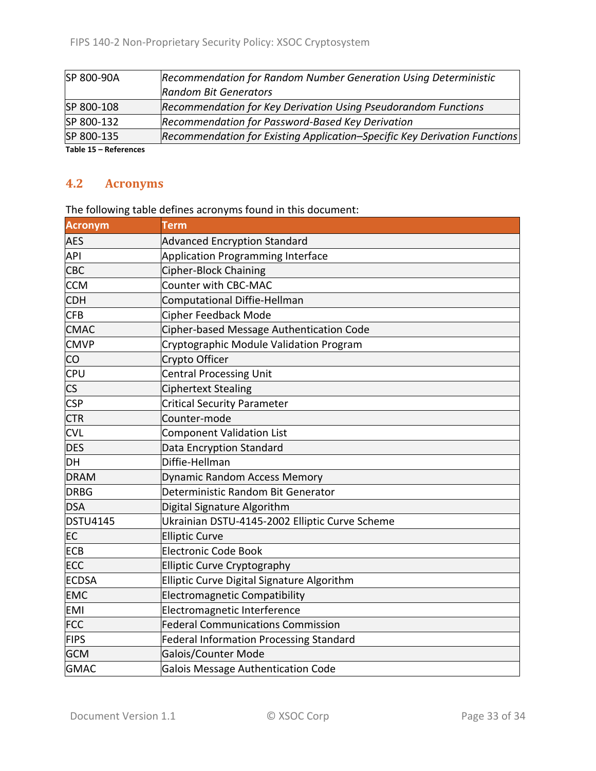| | |
|---|---|
| SP 800-90A | *Recommendation for Random Number Generation Using Deterministic Random Bit Generators* |
| SP 800-108 | *Recommendation for Key Derivation Using Pseudorandom Functions* |
| SP 800-132 | *Recommendation for Password-Based Key Derivation* |
| SP 800-135 | *Recommendation for Existing Application–Specific Key Derivation Functions* |

**Table 15 – References**

## 4.2 Acronyms

The following table defines acronyms found in this document:

| Acronym | Term |
|---|---|
| AES | Advanced Encryption Standard |
| API | Application Programming Interface |
| CBC | Cipher-Block Chaining |
| CCM | Counter with CBC-MAC |
| CDH | Computational Diffie-Hellman |
| CFB | Cipher Feedback Mode |
| CMAC | Cipher-based Message Authentication Code |
| CMVP | Cryptographic Module Validation Program |
| CO | Crypto Officer |
| CPU | Central Processing Unit |
| CS | Ciphertext Stealing |
| CSP | Critical Security Parameter |
| CTR | Counter-mode |
| CVL | Component Validation List |
| DES | Data Encryption Standard |
| DH | Diffie-Hellman |
| DRAM | Dynamic Random Access Memory |
| DRBG | Deterministic Random Bit Generator |
| DSA | Digital Signature Algorithm |
| DSTU4145 | Ukrainian DSTU-4145-2002 Elliptic Curve Scheme |
| EC | Elliptic Curve |
| ECB | Electronic Code Book |
| ECC | Elliptic Curve Cryptography |
| ECDSA | Elliptic Curve Digital Signature Algorithm |
| EMC | Electromagnetic Compatibility |
| EMI | Electromagnetic Interference |
| FCC | Federal Communications Commission |
| FIPS | Federal Information Processing Standard |
| GCM | Galois/Counter Mode |
| GMAC | Galois Message Authentication Code |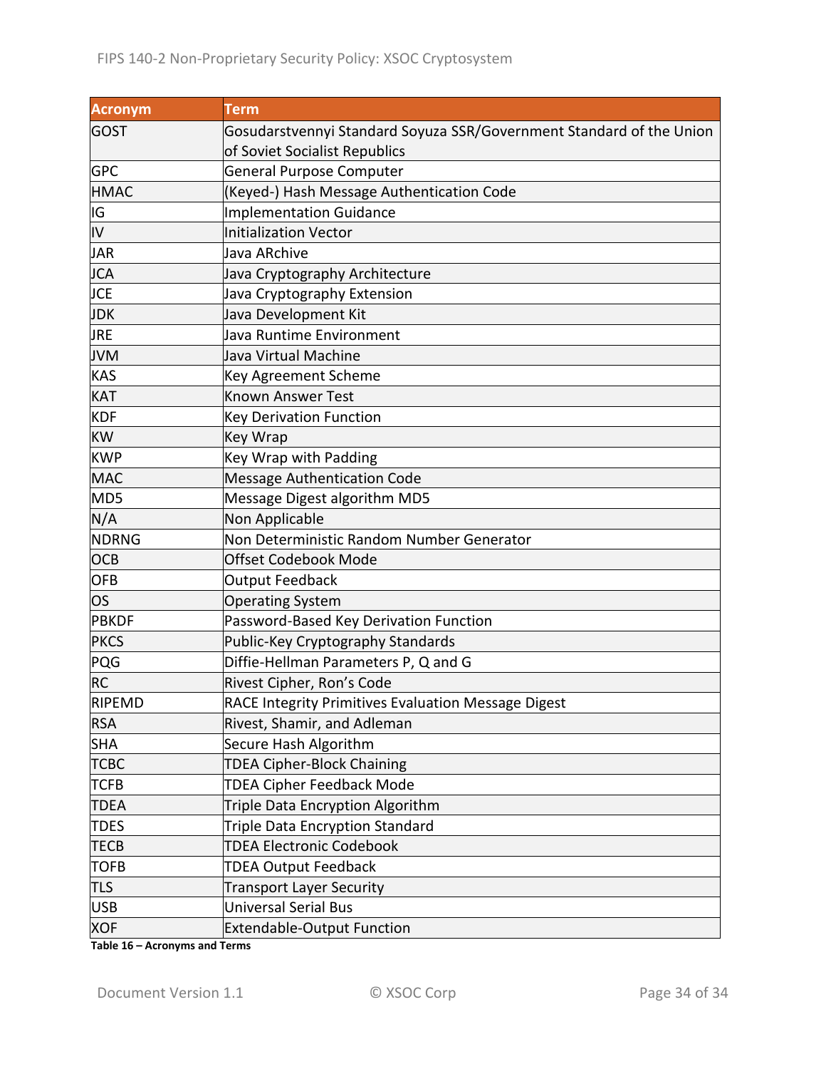| Acronym | Term |
|---|---|
| GOST | Gosudarstvennyi Standard Soyuza SSR/Government Standard of the Union of Soviet Socialist Republics |
| GPC | General Purpose Computer |
| HMAC | (Keyed-) Hash Message Authentication Code |
| IG | Implementation Guidance |
| IV | Initialization Vector |
| JAR | Java ARchive |
| JCA | Java Cryptography Architecture |
| JCE | Java Cryptography Extension |
| JDK | Java Development Kit |
| JRE | Java Runtime Environment |
| JVM | Java Virtual Machine |
| KAS | Key Agreement Scheme |
| KAT | Known Answer Test |
| KDF | Key Derivation Function |
| KW | Key Wrap |
| KWP | Key Wrap with Padding |
| MAC | Message Authentication Code |
| MD5 | Message Digest algorithm MD5 |
| N/A | Non Applicable |
| NDRNG | Non Deterministic Random Number Generator |
| OCB | Offset Codebook Mode |
| OFB | Output Feedback |
| OS | Operating System |
| PBKDF | Password-Based Key Derivation Function |
| PKCS | Public-Key Cryptography Standards |
| PQG | Diffie-Hellman Parameters P, Q and G |
| RC | Rivest Cipher, Ron's Code |
| RIPEMD | RACE Integrity Primitives Evaluation Message Digest |
| RSA | Rivest, Shamir, and Adleman |
| SHA | Secure Hash Algorithm |
| TCBC | TDEA Cipher-Block Chaining |
| TCFB | TDEA Cipher Feedback Mode |
| TDEA | Triple Data Encryption Algorithm |
| TDES | Triple Data Encryption Standard |
| TECB | TDEA Electronic Codebook |
| TOFB | TDEA Output Feedback |
| TLS | Transport Layer Security |
| USB | Universal Serial Bus |
| XOF | Extendable-Output Function |

**Table 16 – Acronyms and Terms**